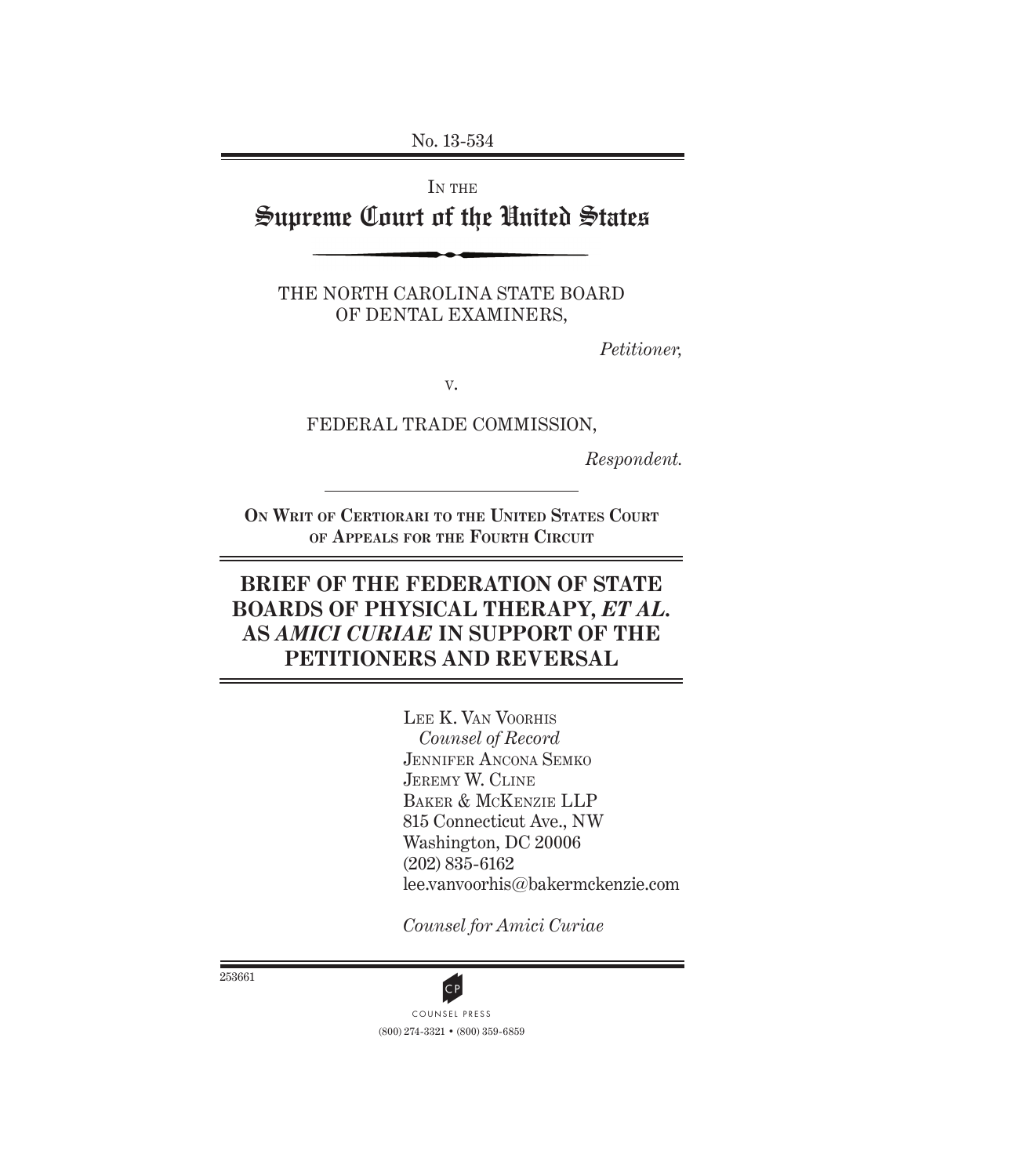No. 13-534

IN THE

# Supreme Court of the United States

THE NORTH CAROLINA STATE BOARD OF DENTAL EXAMINERS,

*Petitioner,*

v.

FEDERAL TRADE COMMISSION,

*Respondent.*

ON WRIT OF CERTIORARI TO THE UNITED STATES COURT OF APPEALS FOR THE FOURTH CIRCUIT

## BRIEF OF THE FEDERATION OF STATE BOARDS OF PHYSICAL THERAPY, *ET AL.* AS *AMICI CURIAE* IN SUPPORT OF THE PETITIONERS AND REVERSAL

LEE K. VAN VOORHIS
*Counsel of Record*
JENNIFER ANCONA SEMKO
JEREMY W. CLINE
BAKER & MCKENZIE LLP
815 Connecticut Ave., NW
Washington, DC 20006
(202) 835-6162
lee.vanvoorhis@bakermckenzie.com

*Counsel for Amici Curiae*

253661

COUNSEL PRESS
(800) 274-3321 • (800) 359-6859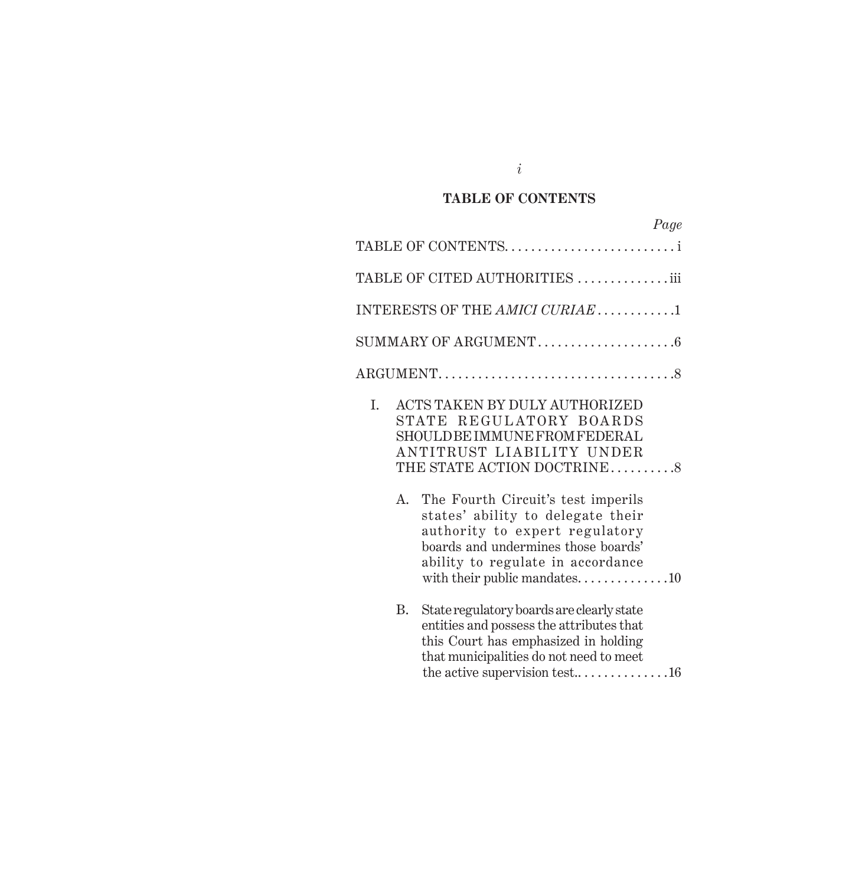## TABLE OF CONTENTS

| | Page |
|---|---|
| TABLE OF CONTENTS | i |
| TABLE OF CITED AUTHORITIES | iii |
| INTERESTS OF THE *AMICI CURIAE* | 1 |
| SUMMARY OF ARGUMENT | 6 |
| ARGUMENT | 8 |
| I. ACTS TAKEN BY DULY AUTHORIZED STATE REGULATORY BOARDS SHOULD BE IMMUNE FROM FEDERAL ANTITRUST LIABILITY UNDER THE STATE ACTION DOCTRINE | 8 |
| A. The Fourth Circuit's test imperils states' ability to delegate their authority to expert regulatory boards and undermines those boards' ability to regulate in accordance with their public mandates | 10 |
| B. State regulatory boards are clearly state entities and possess the attributes that this Court has emphasized in holding that municipalities do not need to meet the active supervision test. | 16 |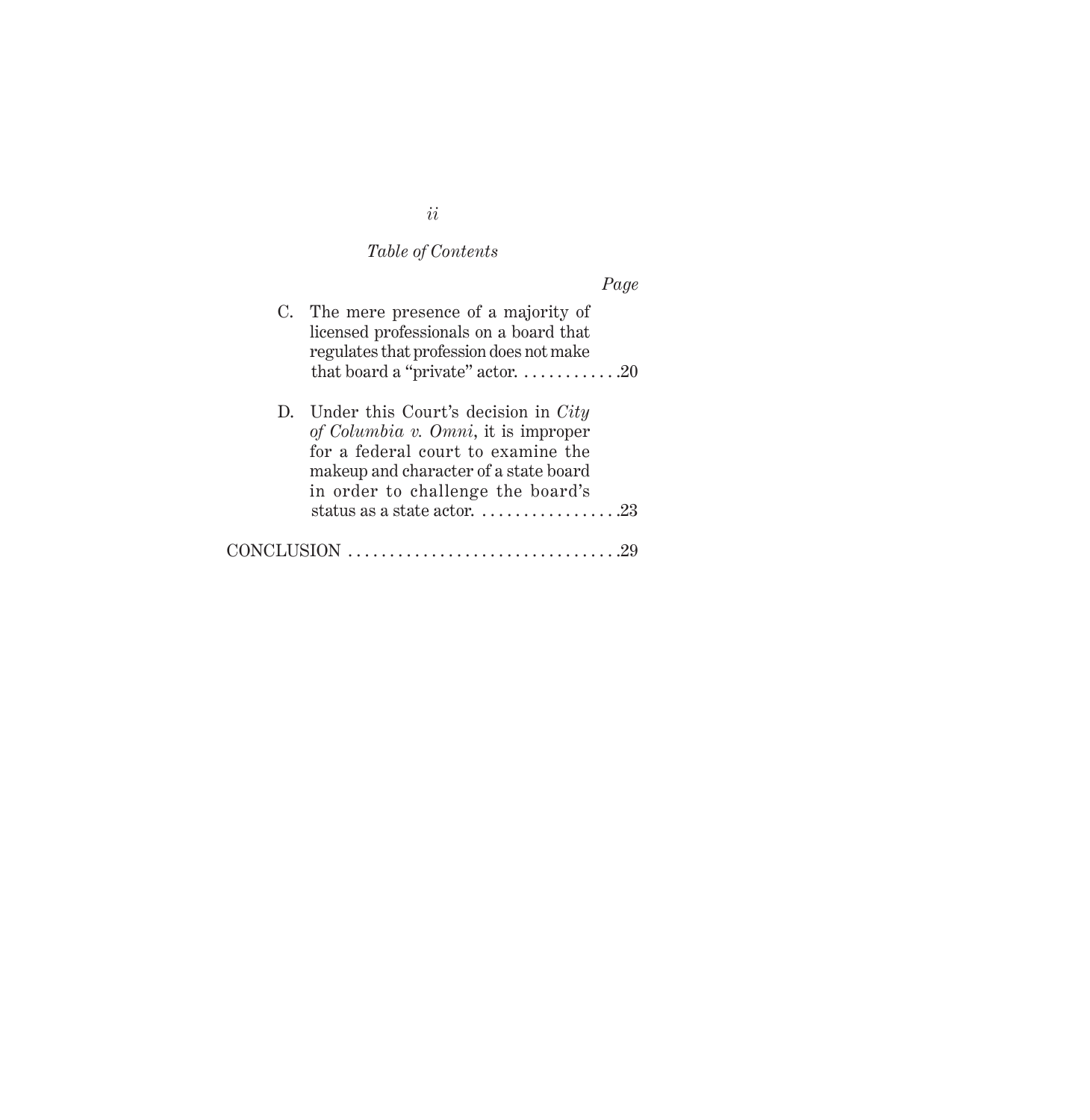*Table of Contents*

| | *Page* |
|---|---|
| C. The mere presence of a majority of licensed professionals on a board that regulates that profession does not make that board a "private" actor. | 20 |
| D. Under this Court's decision in *City of Columbia v. Omni*, it is improper for a federal court to examine the makeup and character of a state board in order to challenge the board's status as a state actor. | 23 |
| CONCLUSION | 29 |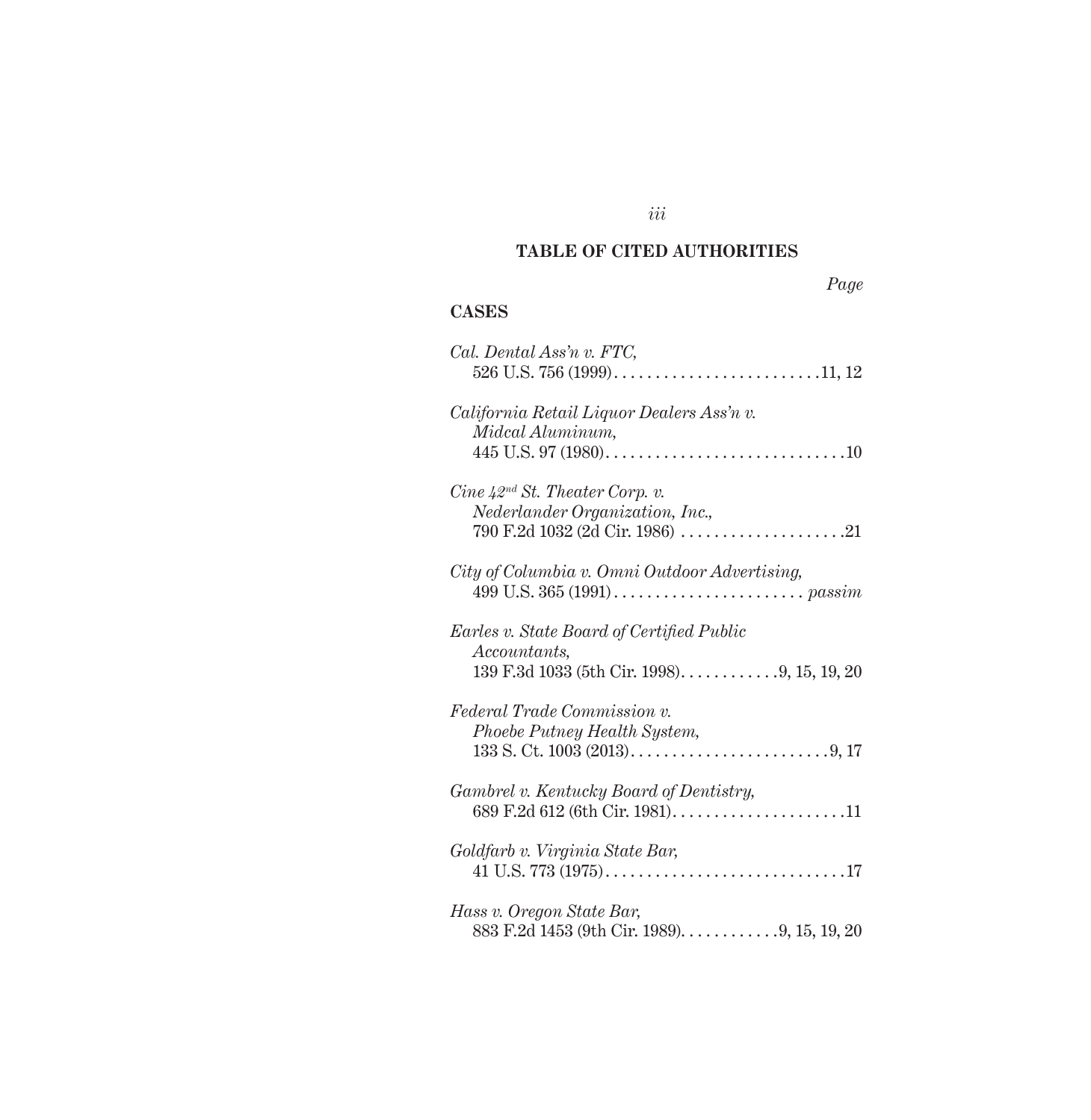## TABLE OF CITED AUTHORITIES

*Page*

**CASES**

*Cal. Dental Ass'n v. FTC*,
526 U.S. 756 (1999) . . . . . . . . . . . . . . . . . . . . . . . . .11, 12

*California Retail Liquor Dealers Ass'n v. Midcal Aluminum*,
445 U.S. 97 (1980) . . . . . . . . . . . . . . . . . . . . . . . . . . . . .10

*Cine 42nd St. Theater Corp. v. Nederlander Organization, Inc.*,
790 F.2d 1032 (2d Cir. 1986) . . . . . . . . . . . . . . . . . . . .21

*City of Columbia v. Omni Outdoor Advertising*,
499 U.S. 365 (1991) . . . . . . . . . . . . . . . . . . . . . . . *passim*

*Earles v. State Board of Certified Public Accountants*,
139 F.3d 1033 (5th Cir. 1998) . . . . . . . . . . . .9, 15, 19, 20

*Federal Trade Commission v. Phoebe Putney Health System*,
133 S. Ct. 1003 (2013) . . . . . . . . . . . . . . . . . . . . . . . . .9, 17

*Gambrel v. Kentucky Board of Dentistry*,
689 F.2d 612 (6th Cir. 1981) . . . . . . . . . . . . . . . . . . . . . .11

*Goldfarb v. Virginia State Bar*,
41 U.S. 773 (1975) . . . . . . . . . . . . . . . . . . . . . . . . . . . . .17

*Hass v. Oregon State Bar*,
883 F.2d 1453 (9th Cir. 1989) . . . . . . . . . . . .9, 15, 19, 20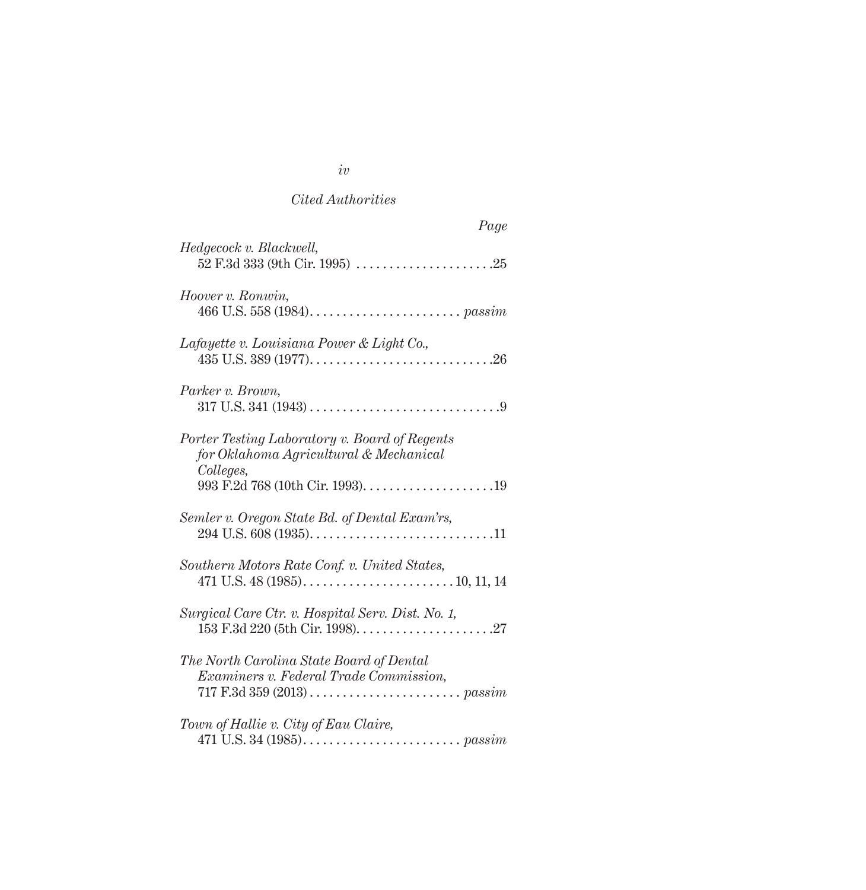*Cited Authorities*

*Page*

*Hedgecock v. Blackwell*,
52 F.3d 333 (9th Cir. 1995) . . . . . . . . . . . . . . . . . . . . .25

*Hoover v. Ronwin*,
466 U.S. 558 (1984). . . . . . . . . . . . . . . . . . . . . . . *passim*

*Lafayette v. Louisiana Power & Light Co.*,
435 U.S. 389 (1977). . . . . . . . . . . . . . . . . . . . . . . . . . . .26

*Parker v. Brown*,
317 U.S. 341 (1943) . . . . . . . . . . . . . . . . . . . . . . . . . . . . .9

*Porter Testing Laboratory v. Board of Regents for Oklahoma Agricultural & Mechanical Colleges*,
993 F.2d 768 (10th Cir. 1993). . . . . . . . . . . . . . . . . . . .19

*Semler v. Oregon State Bd. of Dental Exam'rs*,
294 U.S. 608 (1935). . . . . . . . . . . . . . . . . . . . . . . . . . . .11

*Southern Motors Rate Conf. v. United States*,
471 U.S. 48 (1985). . . . . . . . . . . . . . . . . . . . . . . 10, 11, 14

*Surgical Care Ctr. v. Hospital Serv. Dist. No. 1*,
153 F.3d 220 (5th Cir. 1998). . . . . . . . . . . . . . . . . . . . .27

*The North Carolina State Board of Dental Examiners v. Federal Trade Commission*,
717 F.3d 359 (2013) . . . . . . . . . . . . . . . . . . . . . . . *passim*

*Town of Hallie v. City of Eau Claire*,
471 U.S. 34 (1985). . . . . . . . . . . . . . . . . . . . . . . . *passim*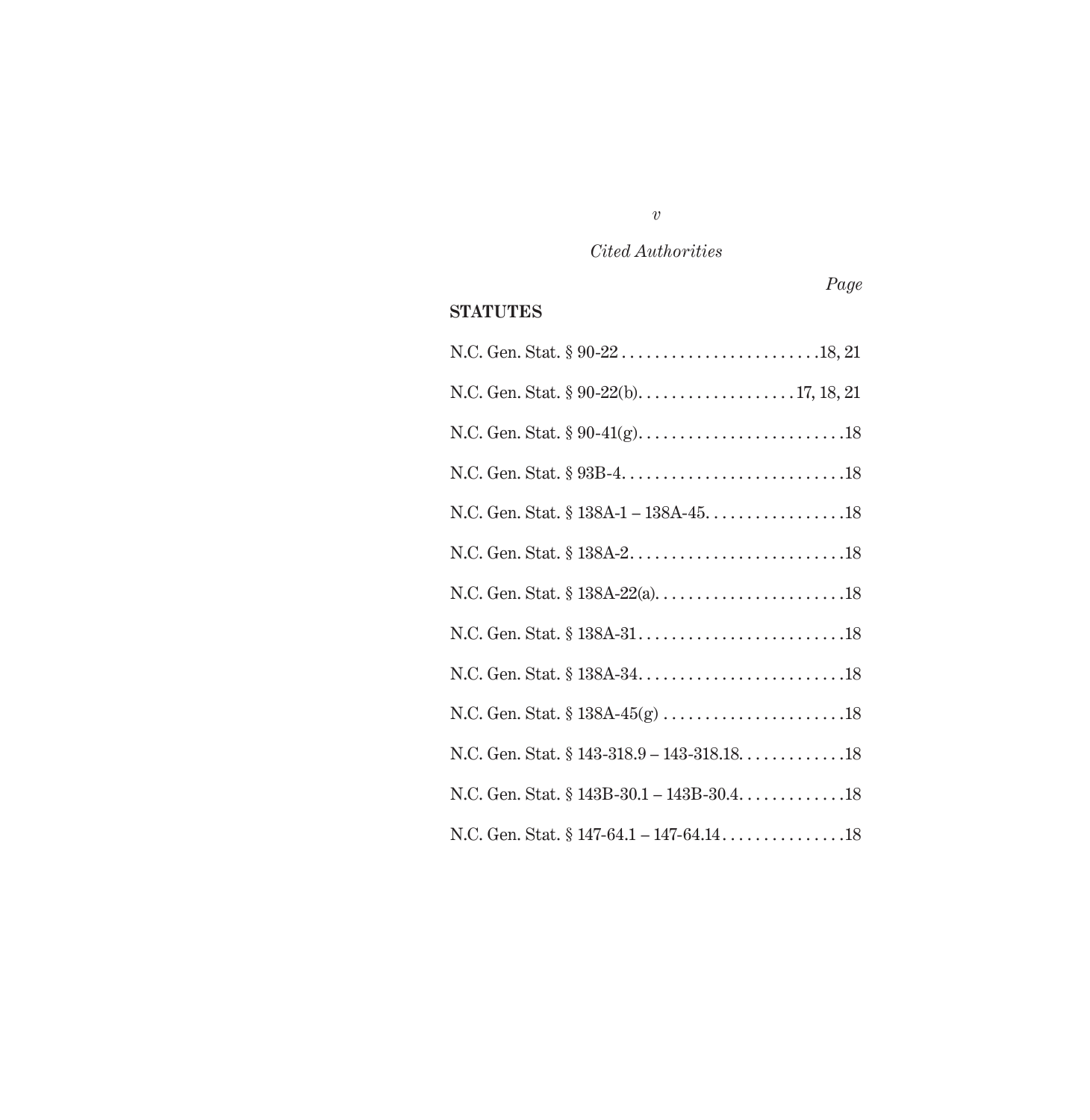*Cited Authorities*

*Page*

**STATUTES**

N.C. Gen. Stat. § 90-22 . . . . . . . . . . . . . . . . . . . . . . . . .18, 21

N.C. Gen. Stat. § 90-22(b). . . . . . . . . . . . . . . . . . . .17, 18, 21

N.C. Gen. Stat. § 90-41(g). . . . . . . . . . . . . . . . . . . . . . . . . .18

N.C. Gen. Stat. § 93B-4. . . . . . . . . . . . . . . . . . . . . . . . . . . .18

N.C. Gen. Stat. § 138A-1 – 138A-45. . . . . . . . . . . . . . . . . .18

N.C. Gen. Stat. § 138A-2. . . . . . . . . . . . . . . . . . . . . . . . . . .18

N.C. Gen. Stat. § 138A-22(a). . . . . . . . . . . . . . . . . . . . . . . .18

N.C. Gen. Stat. § 138A-31. . . . . . . . . . . . . . . . . . . . . . . . . .18

N.C. Gen. Stat. § 138A-34. . . . . . . . . . . . . . . . . . . . . . . . . .18

N.C. Gen. Stat. § 138A-45(g) . . . . . . . . . . . . . . . . . . . . . . .18

N.C. Gen. Stat. § 143-318.9 – 143-318.18. . . . . . . . . . . . .18

N.C. Gen. Stat. § 143B-30.1 – 143B-30.4. . . . . . . . . . . . .18

N.C. Gen. Stat. § 147-64.1 – 147-64.14 . . . . . . . . . . . . . . .18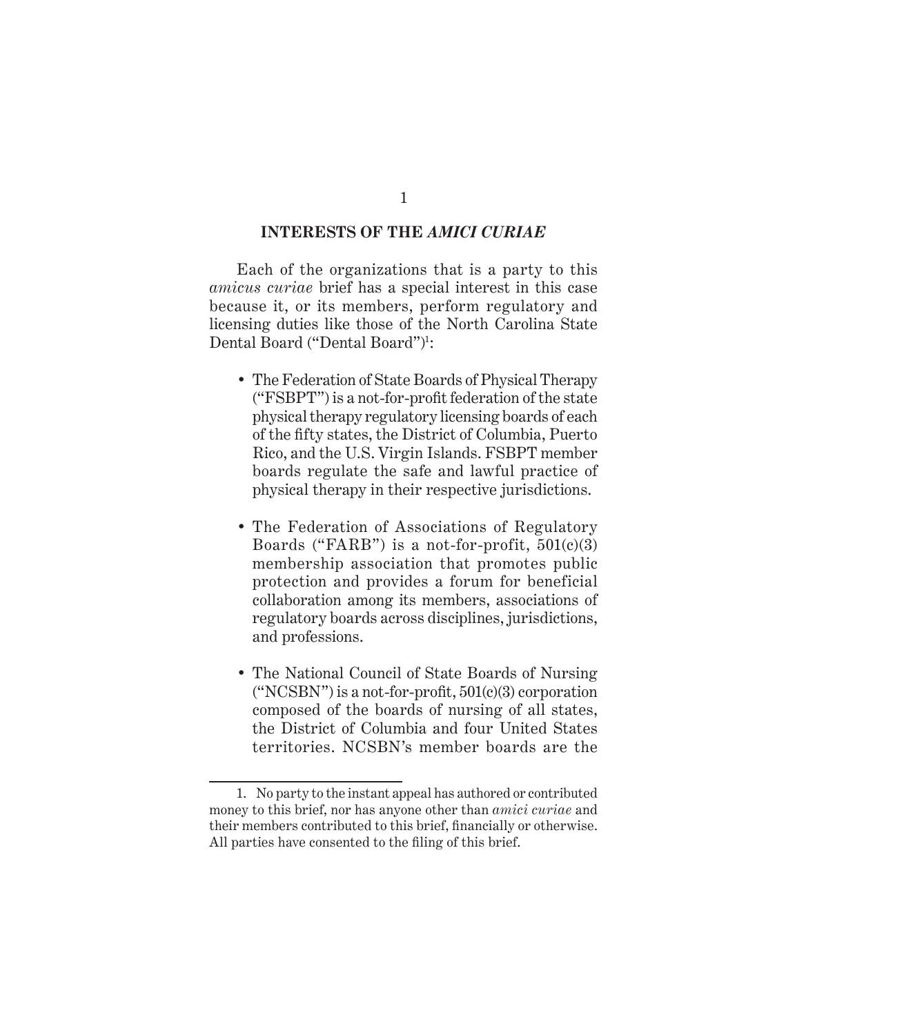## INTERESTS OF THE *AMICI CURIAE*

Each of the organizations that is a party to this *amicus curiae* brief has a special interest in this case because it, or its members, perform regulatory and licensing duties like those of the North Carolina State Dental Board ("Dental Board")[1]:

- The Federation of State Boards of Physical Therapy ("FSBPT") is a not-for-profit federation of the state physical therapy regulatory licensing boards of each of the fifty states, the District of Columbia, Puerto Rico, and the U.S. Virgin Islands. FSBPT member boards regulate the safe and lawful practice of physical therapy in their respective jurisdictions.

- The Federation of Associations of Regulatory Boards ("FARB") is a not-for-profit, 501(c)(3) membership association that promotes public protection and provides a forum for beneficial collaboration among its members, associations of regulatory boards across disciplines, jurisdictions, and professions.

- The National Council of State Boards of Nursing ("NCSBN") is a not-for-profit, 501(c)(3) corporation composed of the boards of nursing of all states, the District of Columbia and four United States territories. NCSBN's member boards are the

---

1. No party to the instant appeal has authored or contributed money to this brief, nor has anyone other than *amici curiae* and their members contributed to this brief, financially or otherwise. All parties have consented to the filing of this brief.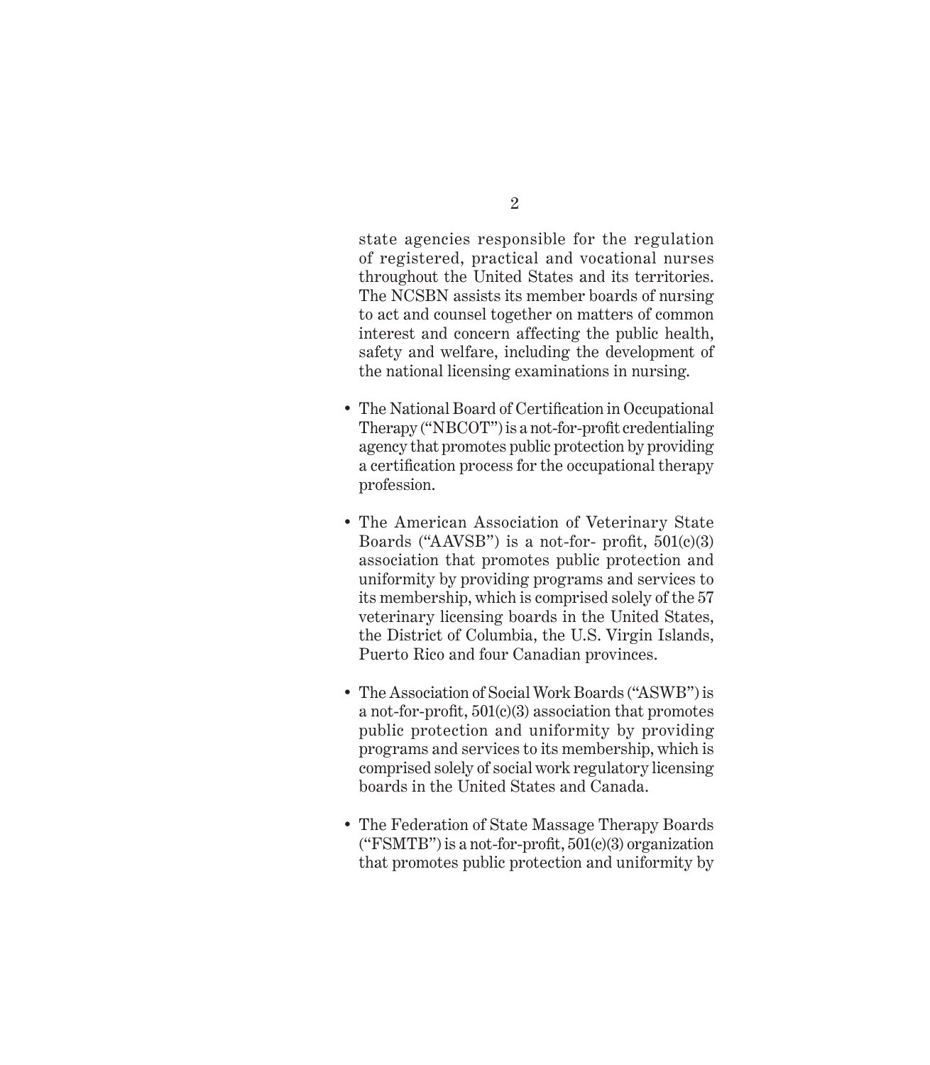state agencies responsible for the regulation of registered, practical and vocational nurses throughout the United States and its territories. The NCSBN assists its member boards of nursing to act and counsel together on matters of common interest and concern affecting the public health, safety and welfare, including the development of the national licensing examinations in nursing.

- The National Board of Certification in Occupational Therapy ("NBCOT") is a not-for-profit credentialing agency that promotes public protection by providing a certification process for the occupational therapy profession.

- The American Association of Veterinary State Boards ("AAVSB") is a not-for- profit, 501(c)(3) association that promotes public protection and uniformity by providing programs and services to its membership, which is comprised solely of the 57 veterinary licensing boards in the United States, the District of Columbia, the U.S. Virgin Islands, Puerto Rico and four Canadian provinces.

- The Association of Social Work Boards ("ASWB") is a not-for-profit, 501(c)(3) association that promotes public protection and uniformity by providing programs and services to its membership, which is comprised solely of social work regulatory licensing boards in the United States and Canada.

- The Federation of State Massage Therapy Boards ("FSMTB") is a not-for-profit, 501(c)(3) organization that promotes public protection and uniformity by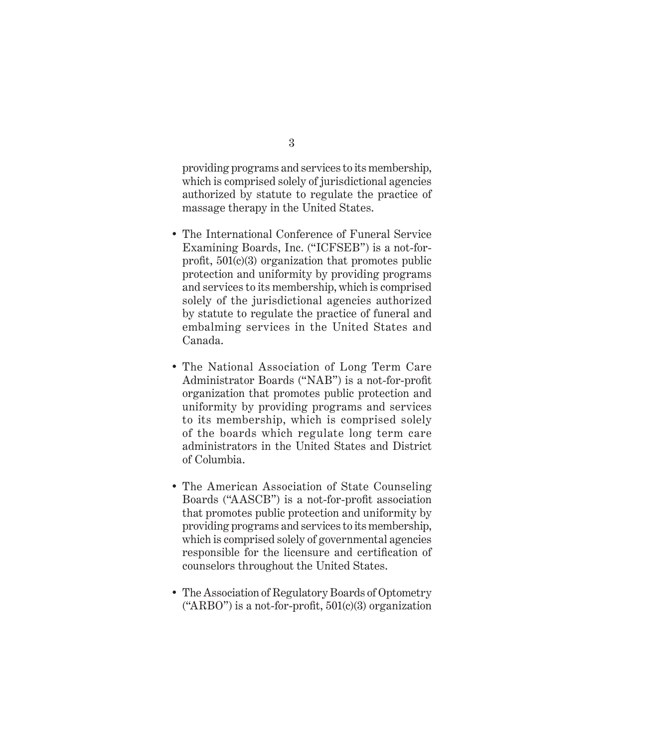providing programs and services to its membership, which is comprised solely of jurisdictional agencies authorized by statute to regulate the practice of massage therapy in the United States.

- The International Conference of Funeral Service Examining Boards, Inc. ("ICFSEB") is a not-for-profit, 501(c)(3) organization that promotes public protection and uniformity by providing programs and services to its membership, which is comprised solely of the jurisdictional agencies authorized by statute to regulate the practice of funeral and embalming services in the United States and Canada.

- The National Association of Long Term Care Administrator Boards ("NAB") is a not-for-profit organization that promotes public protection and uniformity by providing programs and services to its membership, which is comprised solely of the boards which regulate long term care administrators in the United States and District of Columbia.

- The American Association of State Counseling Boards ("AASCB") is a not-for-profit association that promotes public protection and uniformity by providing programs and services to its membership, which is comprised solely of governmental agencies responsible for the licensure and certification of counselors throughout the United States.

- The Association of Regulatory Boards of Optometry ("ARBO") is a not-for-profit, 501(c)(3) organization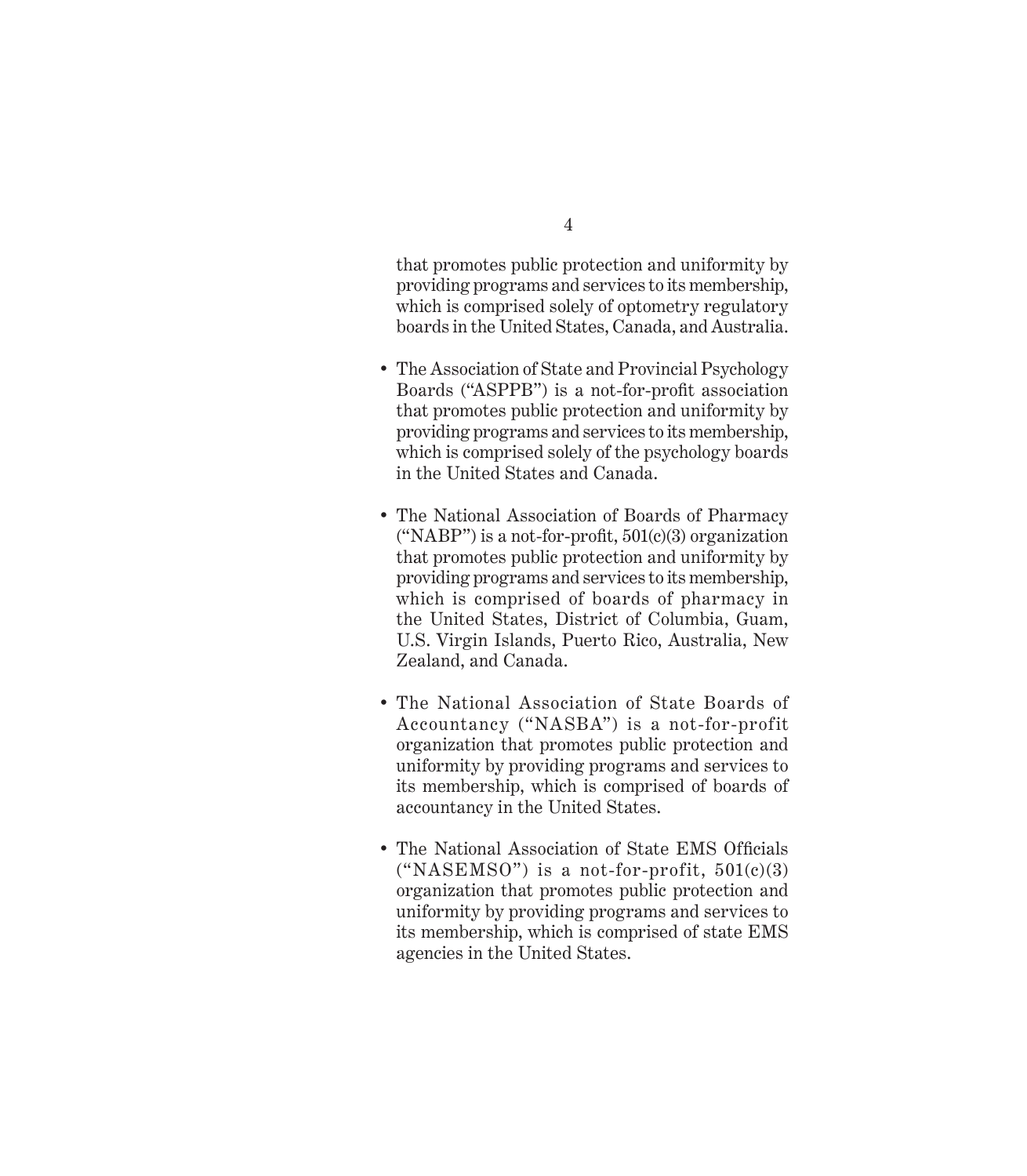that promotes public protection and uniformity by providing programs and services to its membership, which is comprised solely of optometry regulatory boards in the United States, Canada, and Australia.

- The Association of State and Provincial Psychology Boards ("ASPPB") is a not-for-profit association that promotes public protection and uniformity by providing programs and services to its membership, which is comprised solely of the psychology boards in the United States and Canada.

- The National Association of Boards of Pharmacy ("NABP") is a not-for-profit, 501(c)(3) organization that promotes public protection and uniformity by providing programs and services to its membership, which is comprised of boards of pharmacy in the United States, District of Columbia, Guam, U.S. Virgin Islands, Puerto Rico, Australia, New Zealand, and Canada.

- The National Association of State Boards of Accountancy ("NASBA") is a not-for-profit organization that promotes public protection and uniformity by providing programs and services to its membership, which is comprised of boards of accountancy in the United States.

- The National Association of State EMS Officials ("NASEMSO") is a not-for-profit, 501(c)(3) organization that promotes public protection and uniformity by providing programs and services to its membership, which is comprised of state EMS agencies in the United States.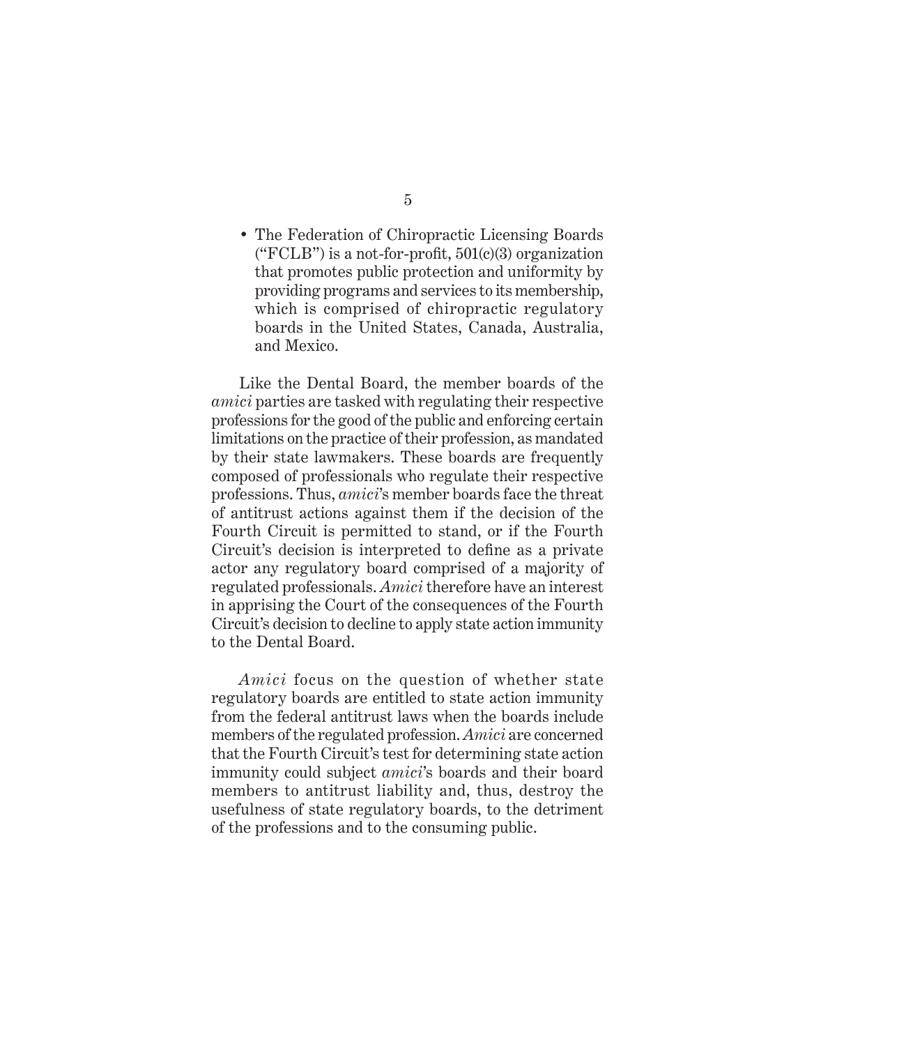- The Federation of Chiropractic Licensing Boards ("FCLB") is a not-for-profit, 501(c)(3) organization that promotes public protection and uniformity by providing programs and services to its membership, which is comprised of chiropractic regulatory boards in the United States, Canada, Australia, and Mexico.

Like the Dental Board, the member boards of the *amici* parties are tasked with regulating their respective professions for the good of the public and enforcing certain limitations on the practice of their profession, as mandated by their state lawmakers. These boards are frequently composed of professionals who regulate their respective professions. Thus, *amici*'s member boards face the threat of antitrust actions against them if the decision of the Fourth Circuit is permitted to stand, or if the Fourth Circuit's decision is interpreted to define as a private actor any regulatory board comprised of a majority of regulated professionals. *Amici* therefore have an interest in apprising the Court of the consequences of the Fourth Circuit's decision to decline to apply state action immunity to the Dental Board.

*Amici* focus on the question of whether state regulatory boards are entitled to state action immunity from the federal antitrust laws when the boards include members of the regulated profession. *Amici* are concerned that the Fourth Circuit's test for determining state action immunity could subject *amici*'s boards and their board members to antitrust liability and, thus, destroy the usefulness of state regulatory boards, to the detriment of the professions and to the consuming public.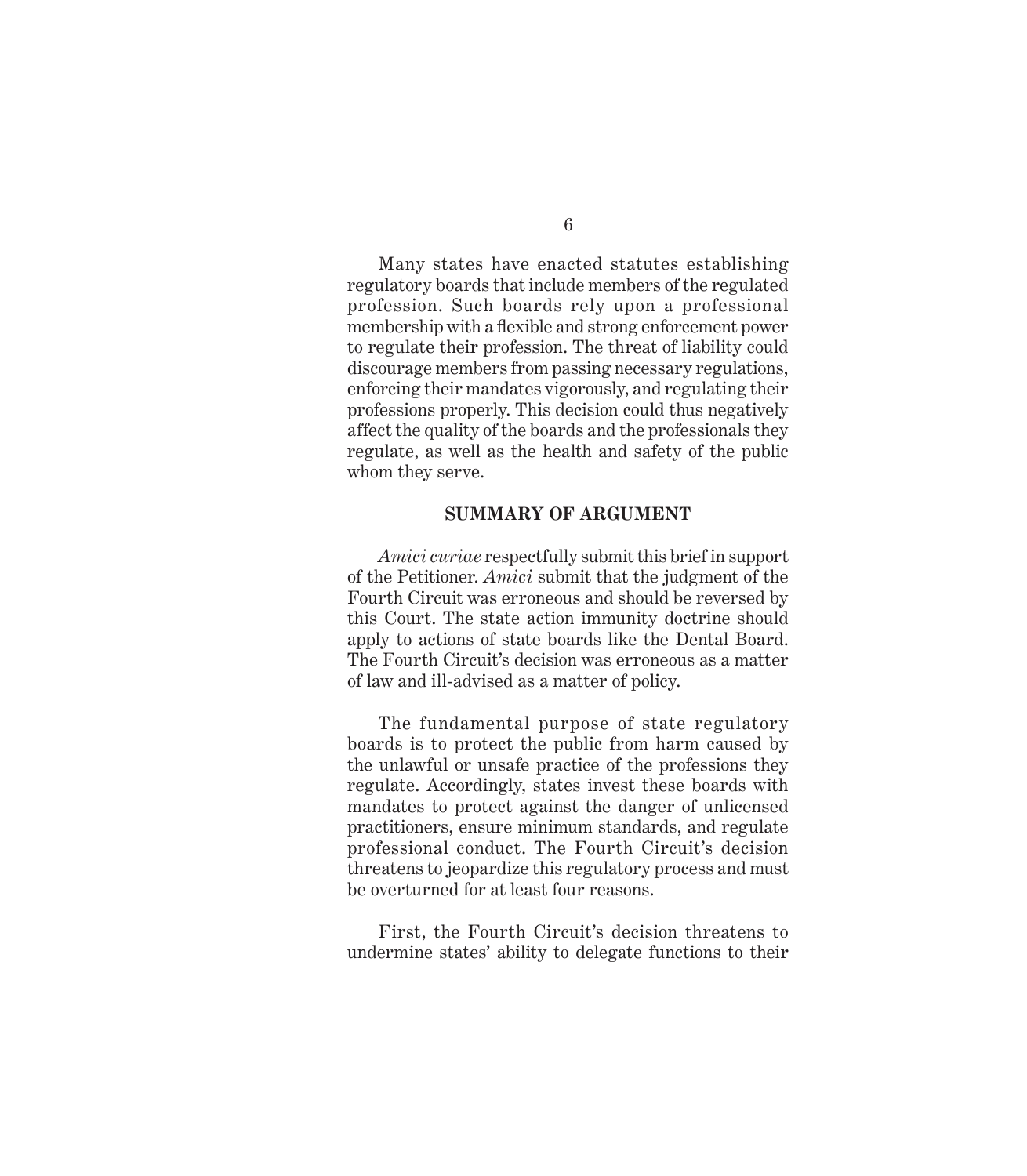Many states have enacted statutes establishing regulatory boards that include members of the regulated profession. Such boards rely upon a professional membership with a flexible and strong enforcement power to regulate their profession. The threat of liability could discourage members from passing necessary regulations, enforcing their mandates vigorously, and regulating their professions properly. This decision could thus negatively affect the quality of the boards and the professionals they regulate, as well as the health and safety of the public whom they serve.

## SUMMARY OF ARGUMENT

*Amici curiae* respectfully submit this brief in support of the Petitioner. *Amici* submit that the judgment of the Fourth Circuit was erroneous and should be reversed by this Court. The state action immunity doctrine should apply to actions of state boards like the Dental Board. The Fourth Circuit's decision was erroneous as a matter of law and ill-advised as a matter of policy.

The fundamental purpose of state regulatory boards is to protect the public from harm caused by the unlawful or unsafe practice of the professions they regulate. Accordingly, states invest these boards with mandates to protect against the danger of unlicensed practitioners, ensure minimum standards, and regulate professional conduct. The Fourth Circuit's decision threatens to jeopardize this regulatory process and must be overturned for at least four reasons.

First, the Fourth Circuit's decision threatens to undermine states' ability to delegate functions to their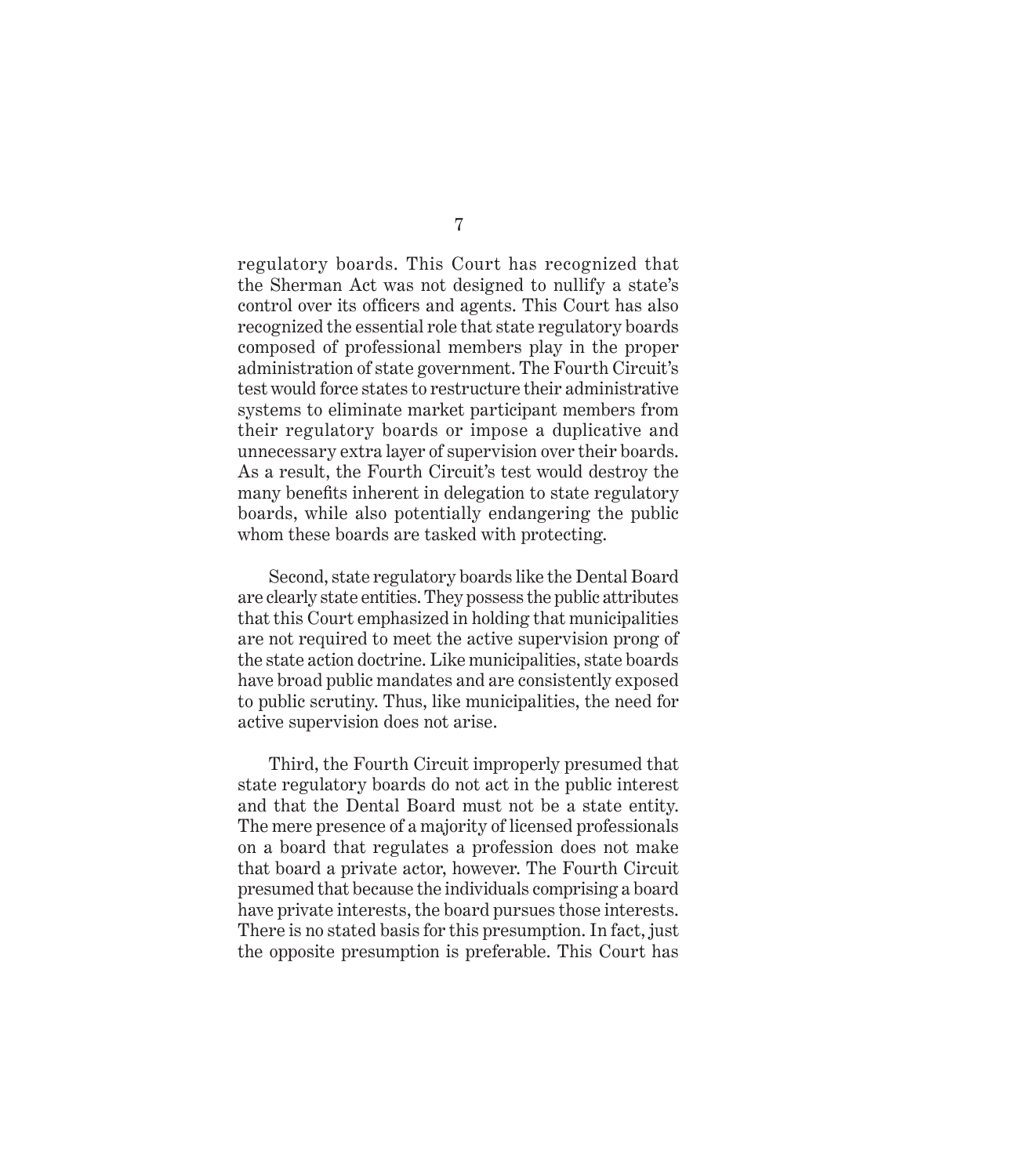regulatory boards. This Court has recognized that the Sherman Act was not designed to nullify a state's control over its officers and agents. This Court has also recognized the essential role that state regulatory boards composed of professional members play in the proper administration of state government. The Fourth Circuit's test would force states to restructure their administrative systems to eliminate market participant members from their regulatory boards or impose a duplicative and unnecessary extra layer of supervision over their boards. As a result, the Fourth Circuit's test would destroy the many benefits inherent in delegation to state regulatory boards, while also potentially endangering the public whom these boards are tasked with protecting.

Second, state regulatory boards like the Dental Board are clearly state entities. They possess the public attributes that this Court emphasized in holding that municipalities are not required to meet the active supervision prong of the state action doctrine. Like municipalities, state boards have broad public mandates and are consistently exposed to public scrutiny. Thus, like municipalities, the need for active supervision does not arise.

Third, the Fourth Circuit improperly presumed that state regulatory boards do not act in the public interest and that the Dental Board must not be a state entity. The mere presence of a majority of licensed professionals on a board that regulates a profession does not make that board a private actor, however. The Fourth Circuit presumed that because the individuals comprising a board have private interests, the board pursues those interests. There is no stated basis for this presumption. In fact, just the opposite presumption is preferable. This Court has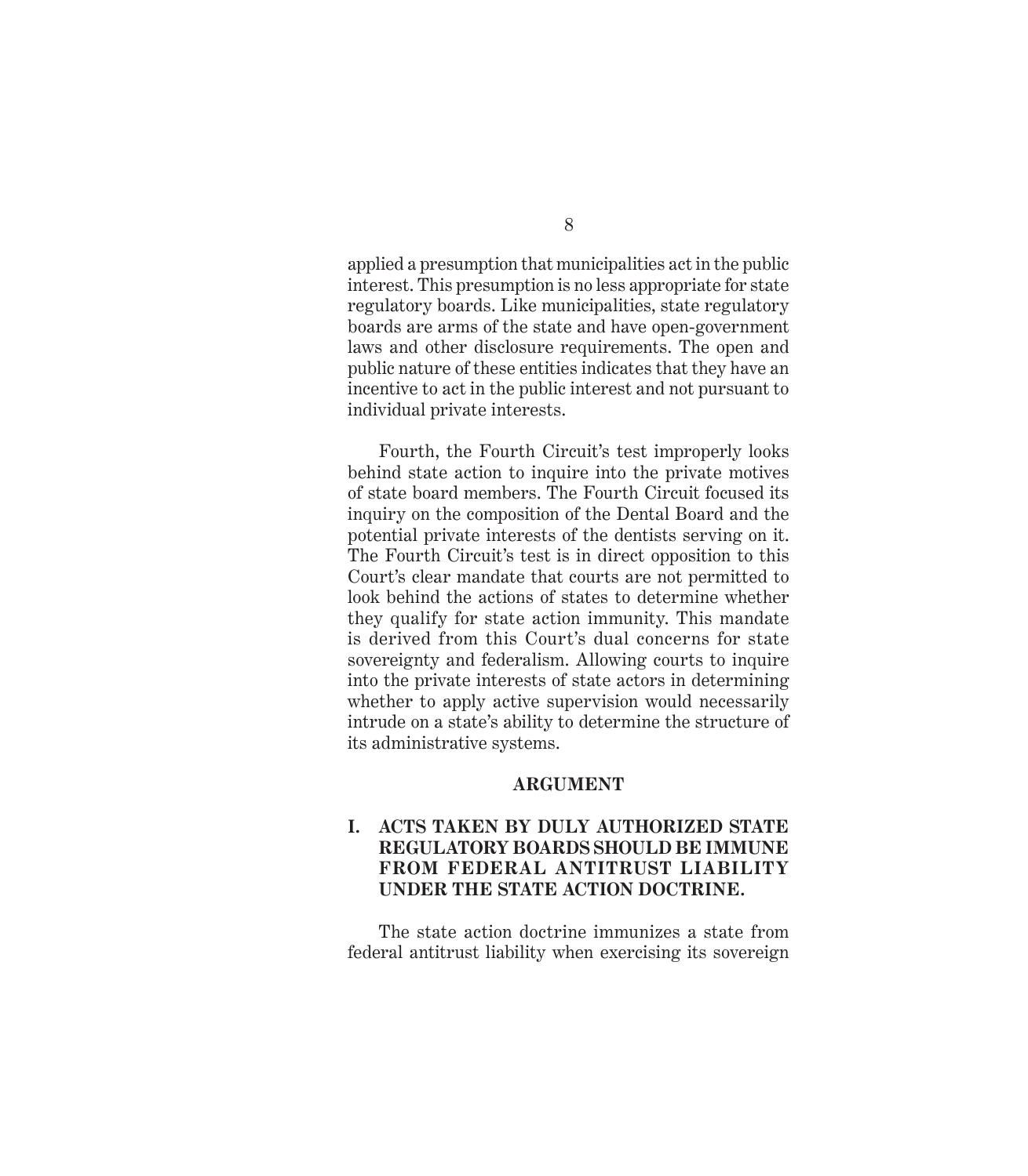applied a presumption that municipalities act in the public interest. This presumption is no less appropriate for state regulatory boards. Like municipalities, state regulatory boards are arms of the state and have open-government laws and other disclosure requirements. The open and public nature of these entities indicates that they have an incentive to act in the public interest and not pursuant to individual private interests.

Fourth, the Fourth Circuit's test improperly looks behind state action to inquire into the private motives of state board members. The Fourth Circuit focused its inquiry on the composition of the Dental Board and the potential private interests of the dentists serving on it. The Fourth Circuit's test is in direct opposition to this Court's clear mandate that courts are not permitted to look behind the actions of states to determine whether they qualify for state action immunity. This mandate is derived from this Court's dual concerns for state sovereignty and federalism. Allowing courts to inquire into the private interests of state actors in determining whether to apply active supervision would necessarily intrude on a state's ability to determine the structure of its administrative systems.

## ARGUMENT

### I. ACTS TAKEN BY DULY AUTHORIZED STATE REGULATORY BOARDS SHOULD BE IMMUNE FROM FEDERAL ANTITRUST LIABILITY UNDER THE STATE ACTION DOCTRINE.

The state action doctrine immunizes a state from federal antitrust liability when exercising its sovereign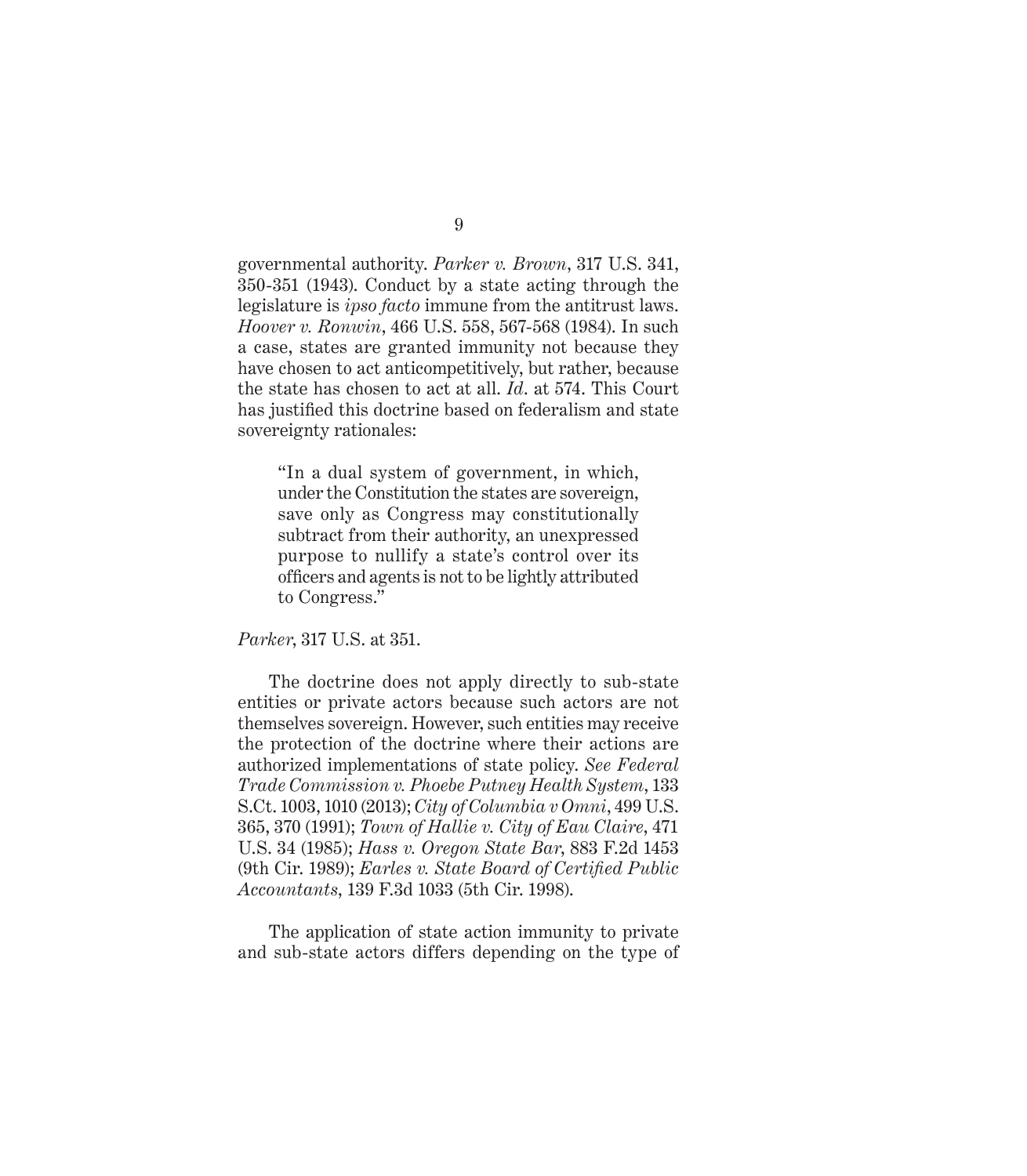governmental authority. *Parker v. Brown*, 317 U.S. 341, 350-351 (1943). Conduct by a state acting through the legislature is *ipso facto* immune from the antitrust laws. *Hoover v. Ronwin*, 466 U.S. 558, 567-568 (1984). In such a case, states are granted immunity not because they have chosen to act anticompetitively, but rather, because the state has chosen to act at all. *Id*. at 574. This Court has justified this doctrine based on federalism and state sovereignty rationales:

> "In a dual system of government, in which, under the Constitution the states are sovereign, save only as Congress may constitutionally subtract from their authority, an unexpressed purpose to nullify a state's control over its officers and agents is not to be lightly attributed to Congress."

*Parker*, 317 U.S. at 351.

The doctrine does not apply directly to sub-state entities or private actors because such actors are not themselves sovereign. However, such entities may receive the protection of the doctrine where their actions are authorized implementations of state policy. *See Federal Trade Commission v. Phoebe Putney Health System*, 133 S.Ct. 1003, 1010 (2013); *City of Columbia v Omni*, 499 U.S. 365, 370 (1991); *Town of Hallie v. City of Eau Claire*, 471 U.S. 34 (1985); *Hass v. Oregon State Bar*, 883 F.2d 1453 (9th Cir. 1989); *Earles v. State Board of Certified Public Accountants*, 139 F.3d 1033 (5th Cir. 1998).

The application of state action immunity to private and sub-state actors differs depending on the type of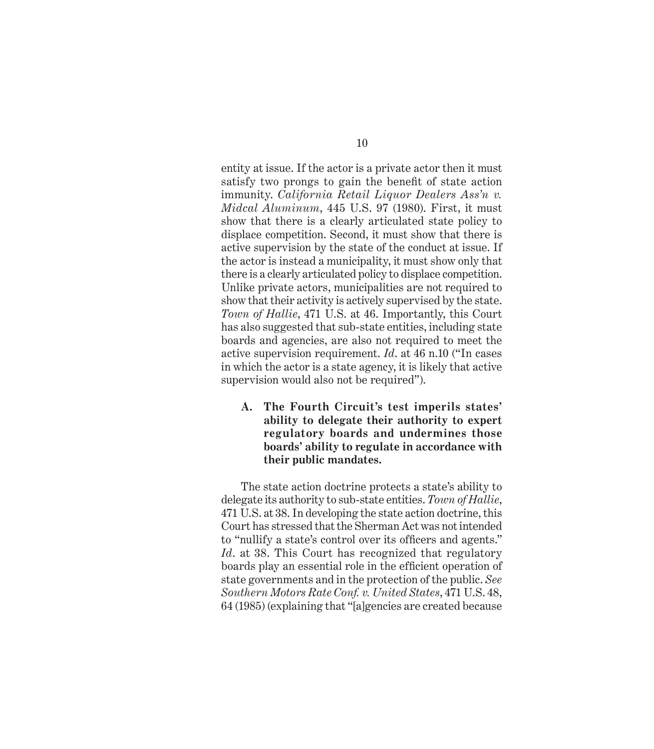entity at issue. If the actor is a private actor then it must satisfy two prongs to gain the benefit of state action immunity. *California Retail Liquor Dealers Ass'n v. Midcal Aluminum*, 445 U.S. 97 (1980). First, it must show that there is a clearly articulated state policy to displace competition. Second, it must show that there is active supervision by the state of the conduct at issue. If the actor is instead a municipality, it must show only that there is a clearly articulated policy to displace competition. Unlike private actors, municipalities are not required to show that their activity is actively supervised by the state. *Town of Hallie*, 471 U.S. at 46. Importantly, this Court has also suggested that sub-state entities, including state boards and agencies, are also not required to meet the active supervision requirement. *Id*. at 46 n.10 ("In cases in which the actor is a state agency, it is likely that active supervision would also not be required").

### A. The Fourth Circuit's test imperils states' ability to delegate their authority to expert regulatory boards and undermines those boards' ability to regulate in accordance with their public mandates.

The state action doctrine protects a state's ability to delegate its authority to sub-state entities. *Town of Hallie*, 471 U.S. at 38. In developing the state action doctrine, this Court has stressed that the Sherman Act was not intended to "nullify a state's control over its officers and agents." *Id*. at 38. This Court has recognized that regulatory boards play an essential role in the efficient operation of state governments and in the protection of the public. *See Southern Motors Rate Conf. v. United States*, 471 U.S. 48, 64 (1985) (explaining that "[a]gencies are created because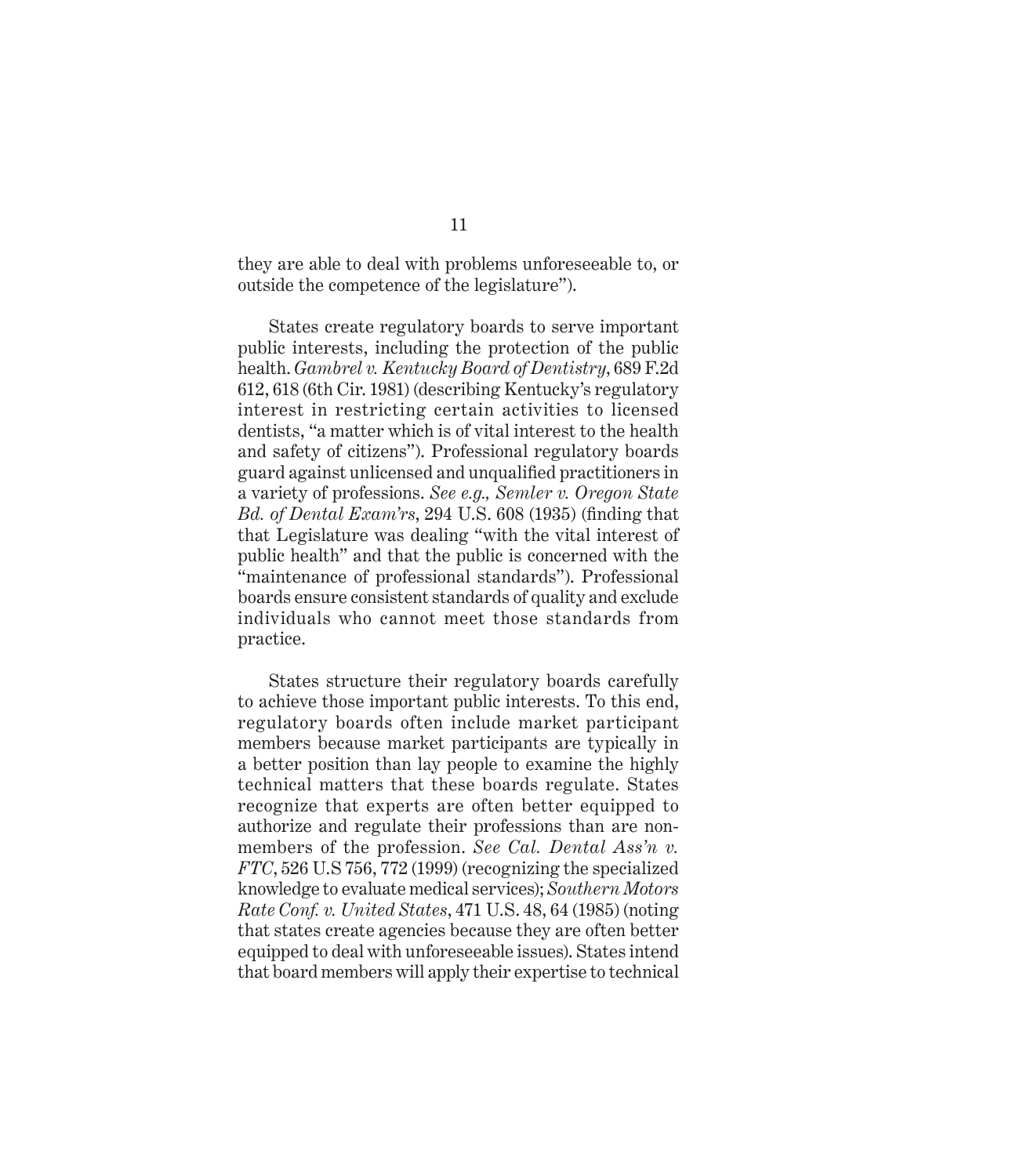they are able to deal with problems unforeseeable to, or outside the competence of the legislature").

States create regulatory boards to serve important public interests, including the protection of the public health. *Gambrel v. Kentucky Board of Dentistry*, 689 F.2d 612, 618 (6th Cir. 1981) (describing Kentucky's regulatory interest in restricting certain activities to licensed dentists, "a matter which is of vital interest to the health and safety of citizens"). Professional regulatory boards guard against unlicensed and unqualified practitioners in a variety of professions. *See e.g., Semler v. Oregon State Bd. of Dental Exam'rs*, 294 U.S. 608 (1935) (finding that that Legislature was dealing "with the vital interest of public health" and that the public is concerned with the "maintenance of professional standards"). Professional boards ensure consistent standards of quality and exclude individuals who cannot meet those standards from practice.

States structure their regulatory boards carefully to achieve those important public interests. To this end, regulatory boards often include market participant members because market participants are typically in a better position than lay people to examine the highly technical matters that these boards regulate. States recognize that experts are often better equipped to authorize and regulate their professions than are non-members of the profession. *See Cal. Dental Ass'n v. FTC*, 526 U.S 756, 772 (1999) (recognizing the specialized knowledge to evaluate medical services); *Southern Motors Rate Conf. v. United States*, 471 U.S. 48, 64 (1985) (noting that states create agencies because they are often better equipped to deal with unforeseeable issues). States intend that board members will apply their expertise to technical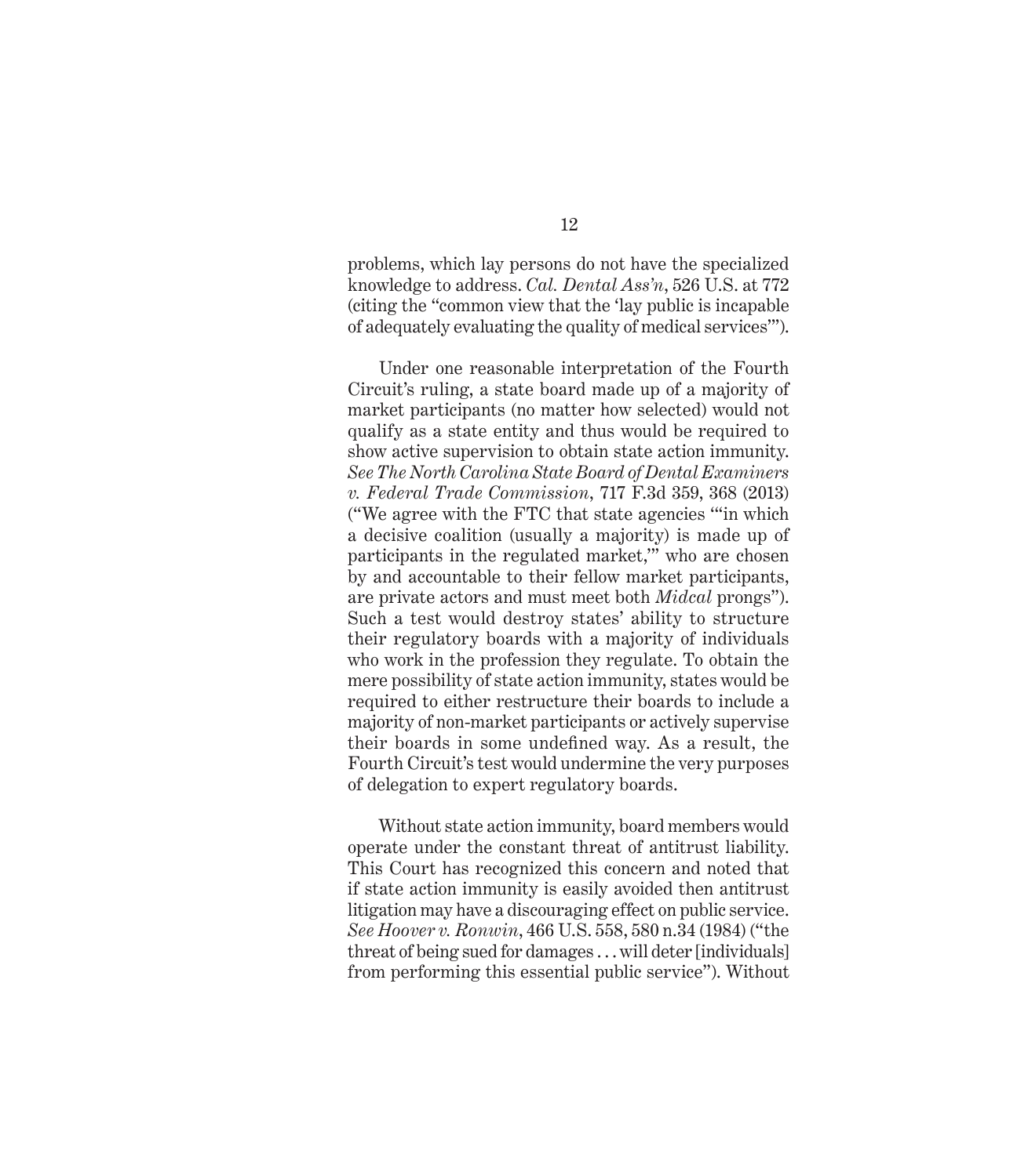problems, which lay persons do not have the specialized knowledge to address. *Cal. Dental Ass'n*, 526 U.S. at 772 (citing the "common view that the 'lay public is incapable of adequately evaluating the quality of medical services'").

Under one reasonable interpretation of the Fourth Circuit's ruling, a state board made up of a majority of market participants (no matter how selected) would not qualify as a state entity and thus would be required to show active supervision to obtain state action immunity. *See The North Carolina State Board of Dental Examiners v. Federal Trade Commission*, 717 F.3d 359, 368 (2013) ("We agree with the FTC that state agencies '"in which a decisive coalition (usually a majority) is made up of participants in the regulated market,"' who are chosen by and accountable to their fellow market participants, are private actors and must meet both *Midcal* prongs"). Such a test would destroy states' ability to structure their regulatory boards with a majority of individuals who work in the profession they regulate. To obtain the mere possibility of state action immunity, states would be required to either restructure their boards to include a majority of non-market participants or actively supervise their boards in some undefined way. As a result, the Fourth Circuit's test would undermine the very purposes of delegation to expert regulatory boards.

Without state action immunity, board members would operate under the constant threat of antitrust liability. This Court has recognized this concern and noted that if state action immunity is easily avoided then antitrust litigation may have a discouraging effect on public service. *See Hoover v. Ronwin*, 466 U.S. 558, 580 n.34 (1984) ("the threat of being sued for damages . . . will deter [individuals] from performing this essential public service"). Without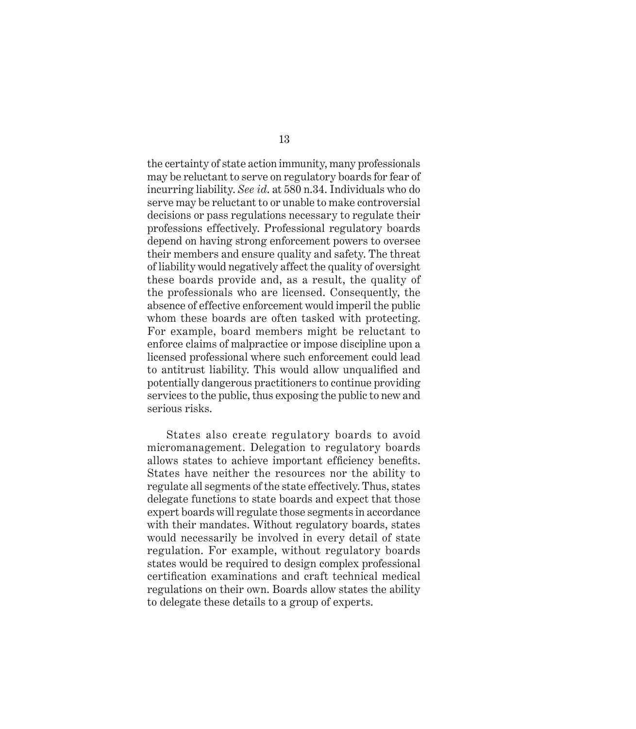the certainty of state action immunity, many professionals may be reluctant to serve on regulatory boards for fear of incurring liability. *See id.* at 580 n.34. Individuals who do serve may be reluctant to or unable to make controversial decisions or pass regulations necessary to regulate their professions effectively. Professional regulatory boards depend on having strong enforcement powers to oversee their members and ensure quality and safety. The threat of liability would negatively affect the quality of oversight these boards provide and, as a result, the quality of the professionals who are licensed. Consequently, the absence of effective enforcement would imperil the public whom these boards are often tasked with protecting. For example, board members might be reluctant to enforce claims of malpractice or impose discipline upon a licensed professional where such enforcement could lead to antitrust liability. This would allow unqualified and potentially dangerous practitioners to continue providing services to the public, thus exposing the public to new and serious risks.

States also create regulatory boards to avoid micromanagement. Delegation to regulatory boards allows states to achieve important efficiency benefits. States have neither the resources nor the ability to regulate all segments of the state effectively. Thus, states delegate functions to state boards and expect that those expert boards will regulate those segments in accordance with their mandates. Without regulatory boards, states would necessarily be involved in every detail of state regulation. For example, without regulatory boards states would be required to design complex professional certification examinations and craft technical medical regulations on their own. Boards allow states the ability to delegate these details to a group of experts.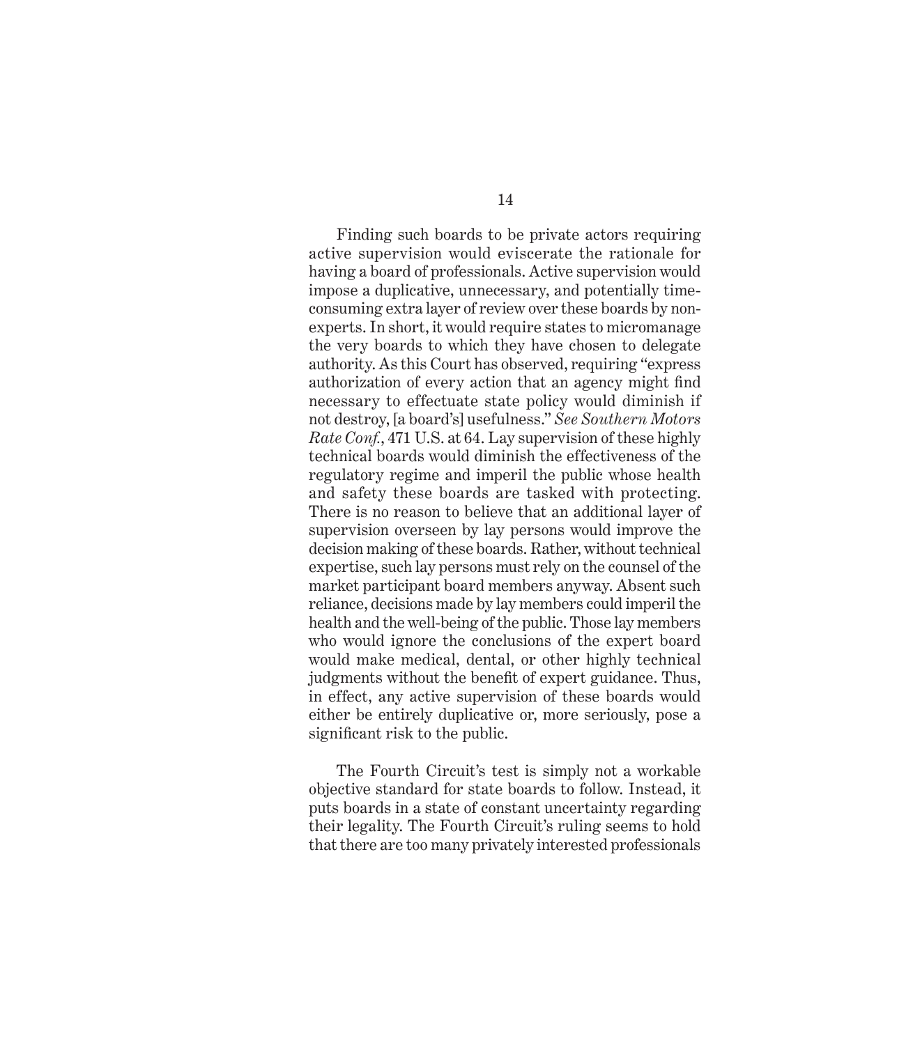Finding such boards to be private actors requiring active supervision would eviscerate the rationale for having a board of professionals. Active supervision would impose a duplicative, unnecessary, and potentially time-consuming extra layer of review over these boards by non-experts. In short, it would require states to micromanage the very boards to which they have chosen to delegate authority. As this Court has observed, requiring "express authorization of every action that an agency might find necessary to effectuate state policy would diminish if not destroy, [a board's] usefulness." *See Southern Motors Rate Conf.*, 471 U.S. at 64. Lay supervision of these highly technical boards would diminish the effectiveness of the regulatory regime and imperil the public whose health and safety these boards are tasked with protecting. There is no reason to believe that an additional layer of supervision overseen by lay persons would improve the decision making of these boards. Rather, without technical expertise, such lay persons must rely on the counsel of the market participant board members anyway. Absent such reliance, decisions made by lay members could imperil the health and the well-being of the public. Those lay members who would ignore the conclusions of the expert board would make medical, dental, or other highly technical judgments without the benefit of expert guidance. Thus, in effect, any active supervision of these boards would either be entirely duplicative or, more seriously, pose a significant risk to the public.

The Fourth Circuit's test is simply not a workable objective standard for state boards to follow. Instead, it puts boards in a state of constant uncertainty regarding their legality. The Fourth Circuit's ruling seems to hold that there are too many privately interested professionals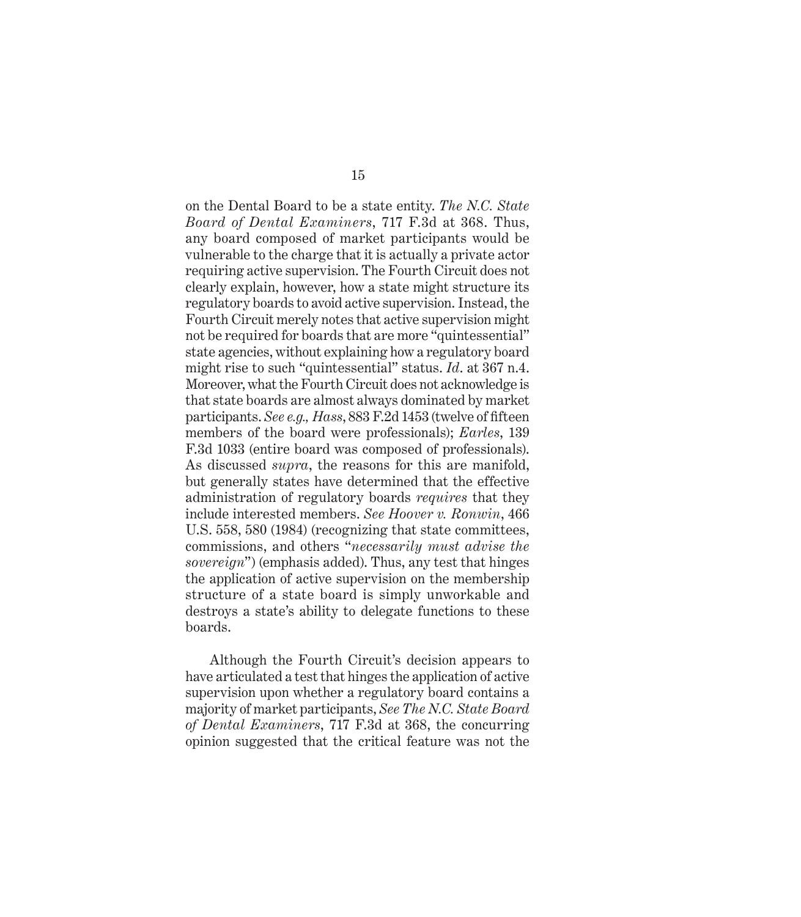on the Dental Board to be a state entity. *The N.C. State Board of Dental Examiners*, 717 F.3d at 368. Thus, any board composed of market participants would be vulnerable to the charge that it is actually a private actor requiring active supervision. The Fourth Circuit does not clearly explain, however, how a state might structure its regulatory boards to avoid active supervision. Instead, the Fourth Circuit merely notes that active supervision might not be required for boards that are more "quintessential" state agencies, without explaining how a regulatory board might rise to such "quintessential" status. *Id*. at 367 n.4. Moreover, what the Fourth Circuit does not acknowledge is that state boards are almost always dominated by market participants. *See e.g., Hass*, 883 F.2d 1453 (twelve of fifteen members of the board were professionals); *Earles*, 139 F.3d 1033 (entire board was composed of professionals). As discussed *supra*, the reasons for this are manifold, but generally states have determined that the effective administration of regulatory boards *requires* that they include interested members. *See Hoover v. Ronwin*, 466 U.S. 558, 580 (1984) (recognizing that state committees, commissions, and others "*necessarily must advise the sovereign*") (emphasis added). Thus, any test that hinges the application of active supervision on the membership structure of a state board is simply unworkable and destroys a state's ability to delegate functions to these boards.

Although the Fourth Circuit's decision appears to have articulated a test that hinges the application of active supervision upon whether a regulatory board contains a majority of market participants, *See The N.C. State Board of Dental Examiners*, 717 F.3d at 368, the concurring opinion suggested that the critical feature was not the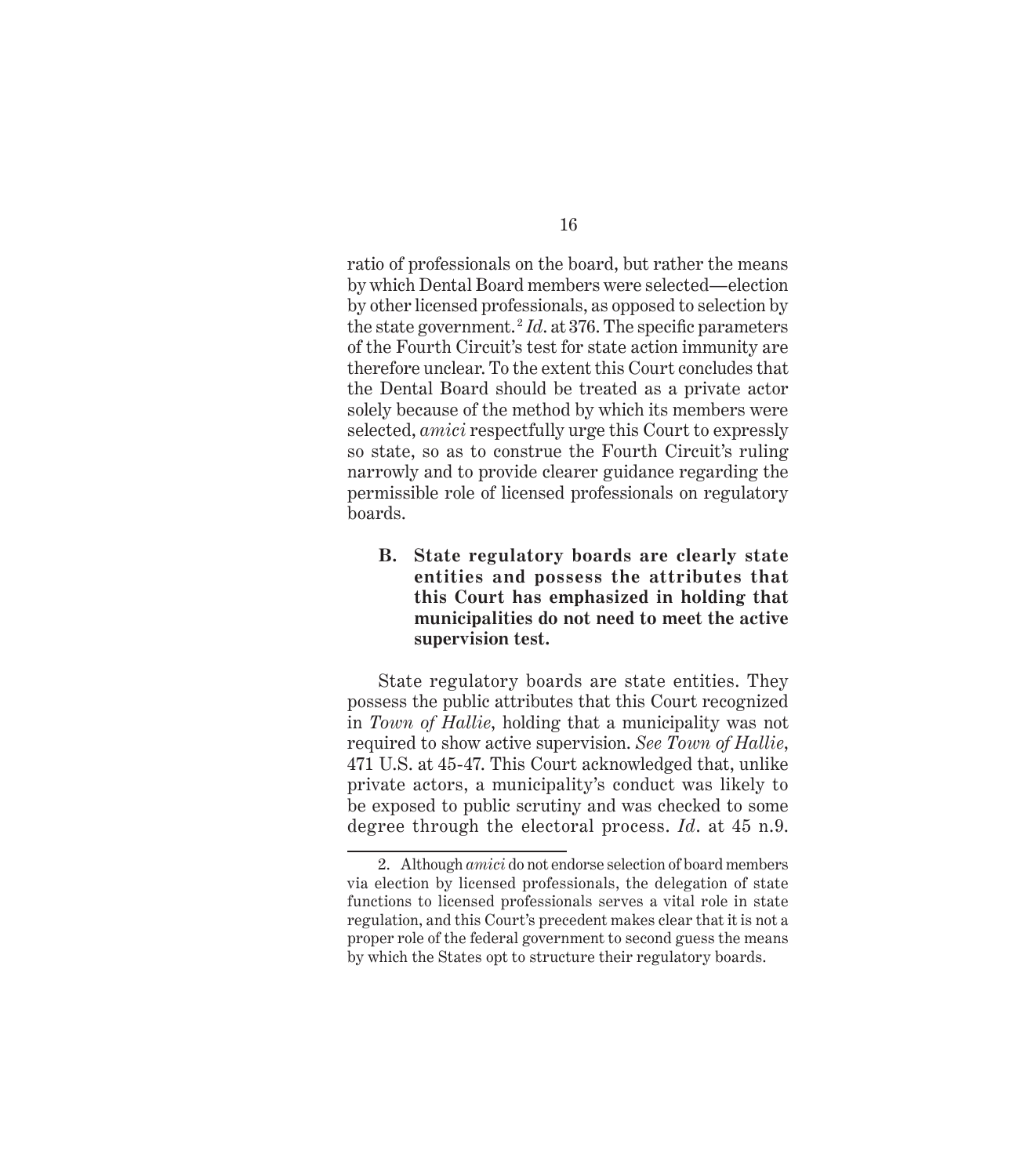ratio of professionals on the board, but rather the means by which Dental Board members were selected—election by other licensed professionals, as opposed to selection by the state government.[2] *Id*. at 376. The specific parameters of the Fourth Circuit's test for state action immunity are therefore unclear. To the extent this Court concludes that the Dental Board should be treated as a private actor solely because of the method by which its members were selected, *amici* respectfully urge this Court to expressly so state, so as to construe the Fourth Circuit's ruling narrowly and to provide clearer guidance regarding the permissible role of licensed professionals on regulatory boards.

### B. State regulatory boards are clearly state entities and possess the attributes that this Court has emphasized in holding that municipalities do not need to meet the active supervision test.

State regulatory boards are state entities. They possess the public attributes that this Court recognized in *Town of Hallie*, holding that a municipality was not required to show active supervision. *See Town of Hallie*, 471 U.S. at 45-47. This Court acknowledged that, unlike private actors, a municipality's conduct was likely to be exposed to public scrutiny and was checked to some degree through the electoral process. *Id*. at 45 n.9.

---

2. Although *amici* do not endorse selection of board members via election by licensed professionals, the delegation of state functions to licensed professionals serves a vital role in state regulation, and this Court's precedent makes clear that it is not a proper role of the federal government to second guess the means by which the States opt to structure their regulatory boards.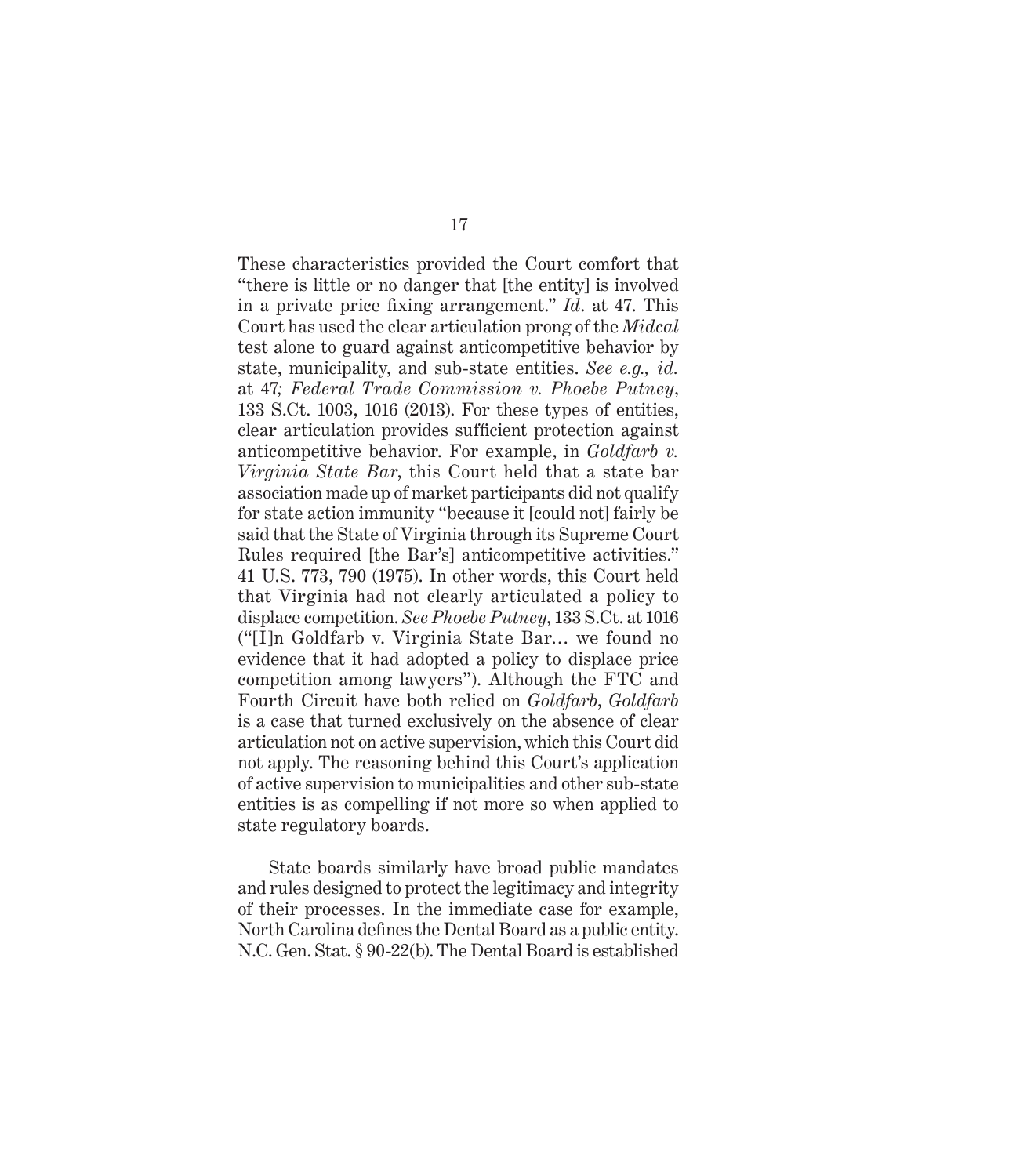These characteristics provided the Court comfort that "there is little or no danger that [the entity] is involved in a private price fixing arrangement." *Id*. at 47. This Court has used the clear articulation prong of the *Midcal* test alone to guard against anticompetitive behavior by state, municipality, and sub-state entities. *See e.g., id.* at 47*; Federal Trade Commission v. Phoebe Putney*, 133 S.Ct. 1003, 1016 (2013). For these types of entities, clear articulation provides sufficient protection against anticompetitive behavior. For example, in *Goldfarb v. Virginia State Bar*, this Court held that a state bar association made up of market participants did not qualify for state action immunity "because it [could not] fairly be said that the State of Virginia through its Supreme Court Rules required [the Bar's] anticompetitive activities." 41 U.S. 773, 790 (1975). In other words, this Court held that Virginia had not clearly articulated a policy to displace competition. *See Phoebe Putney*, 133 S.Ct. at 1016 ("[I]n Goldfarb v. Virginia State Bar… we found no evidence that it had adopted a policy to displace price competition among lawyers"). Although the FTC and Fourth Circuit have both relied on *Goldfarb*, *Goldfarb* is a case that turned exclusively on the absence of clear articulation not on active supervision, which this Court did not apply. The reasoning behind this Court's application of active supervision to municipalities and other sub-state entities is as compelling if not more so when applied to state regulatory boards.

State boards similarly have broad public mandates and rules designed to protect the legitimacy and integrity of their processes. In the immediate case for example, North Carolina defines the Dental Board as a public entity. N.C. Gen. Stat. § 90-22(b). The Dental Board is established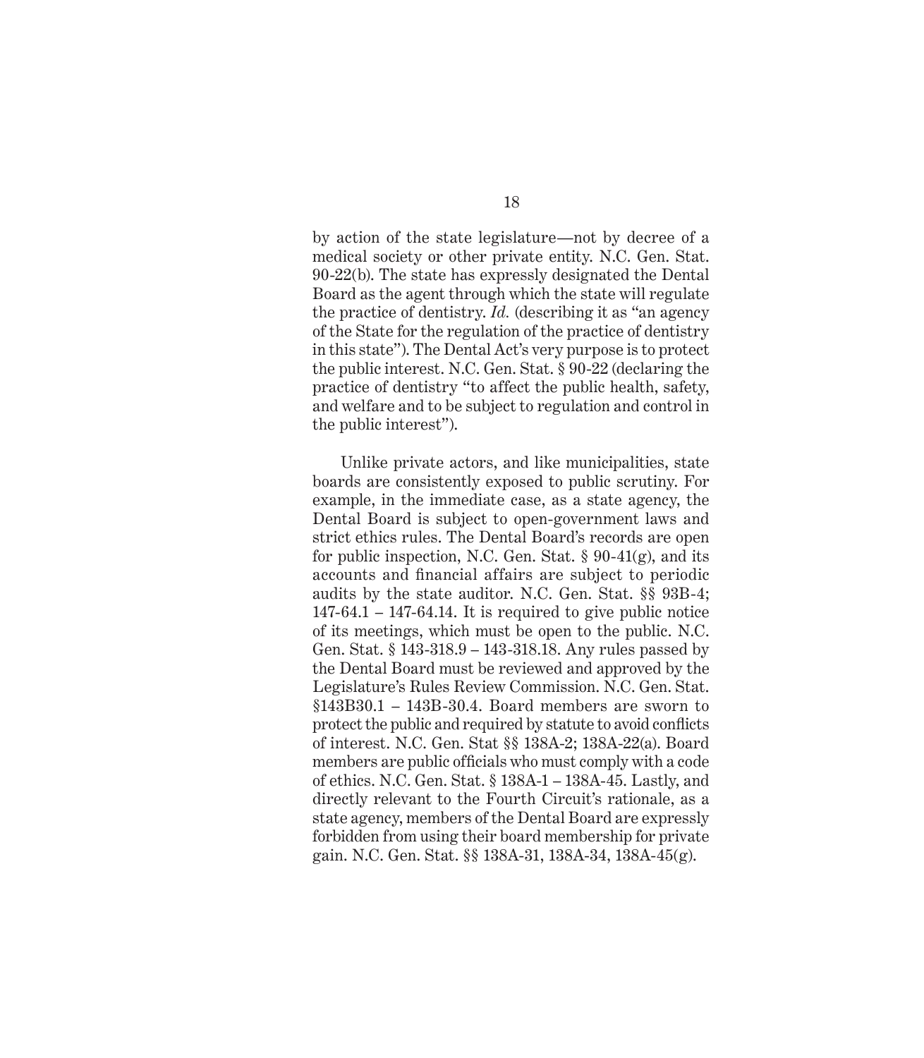by action of the state legislature—not by decree of a medical society or other private entity. N.C. Gen. Stat. 90-22(b). The state has expressly designated the Dental Board as the agent through which the state will regulate the practice of dentistry. *Id.* (describing it as "an agency of the State for the regulation of the practice of dentistry in this state"). The Dental Act's very purpose is to protect the public interest. N.C. Gen. Stat. § 90-22 (declaring the practice of dentistry "to affect the public health, safety, and welfare and to be subject to regulation and control in the public interest").

Unlike private actors, and like municipalities, state boards are consistently exposed to public scrutiny. For example, in the immediate case, as a state agency, the Dental Board is subject to open-government laws and strict ethics rules. The Dental Board's records are open for public inspection, N.C. Gen. Stat. § 90-41(g), and its accounts and financial affairs are subject to periodic audits by the state auditor. N.C. Gen. Stat. §§ 93B-4; 147-64.1 – 147-64.14. It is required to give public notice of its meetings, which must be open to the public. N.C. Gen. Stat. § 143-318.9 – 143-318.18. Any rules passed by the Dental Board must be reviewed and approved by the Legislature's Rules Review Commission. N.C. Gen. Stat. §143B30.1 – 143B-30.4. Board members are sworn to protect the public and required by statute to avoid conflicts of interest. N.C. Gen. Stat §§ 138A-2; 138A-22(a). Board members are public officials who must comply with a code of ethics. N.C. Gen. Stat. § 138A-1 – 138A-45. Lastly, and directly relevant to the Fourth Circuit's rationale, as a state agency, members of the Dental Board are expressly forbidden from using their board membership for private gain. N.C. Gen. Stat. §§ 138A-31, 138A-34, 138A-45(g).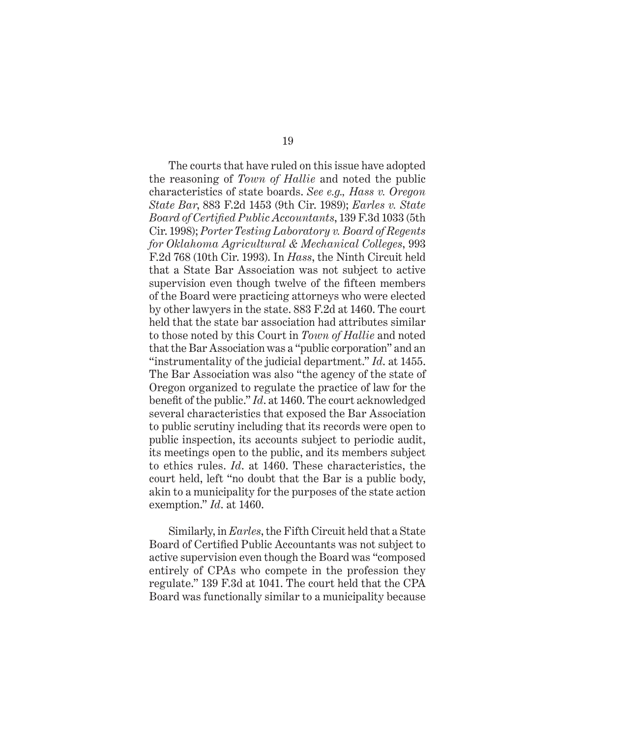The courts that have ruled on this issue have adopted the reasoning of *Town of Hallie* and noted the public characteristics of state boards. *See e.g., Hass v. Oregon State Bar*, 883 F.2d 1453 (9th Cir. 1989); *Earles v. State Board of Certified Public Accountants*, 139 F.3d 1033 (5th Cir. 1998); *Porter Testing Laboratory v. Board of Regents for Oklahoma Agricultural & Mechanical Colleges*, 993 F.2d 768 (10th Cir. 1993). In *Hass*, the Ninth Circuit held that a State Bar Association was not subject to active supervision even though twelve of the fifteen members of the Board were practicing attorneys who were elected by other lawyers in the state. 883 F.2d at 1460. The court held that the state bar association had attributes similar to those noted by this Court in *Town of Hallie* and noted that the Bar Association was a "public corporation" and an "instrumentality of the judicial department." *Id*. at 1455. The Bar Association was also "the agency of the state of Oregon organized to regulate the practice of law for the benefit of the public." *Id*. at 1460. The court acknowledged several characteristics that exposed the Bar Association to public scrutiny including that its records were open to public inspection, its accounts subject to periodic audit, its meetings open to the public, and its members subject to ethics rules. *Id*. at 1460. These characteristics, the court held, left "no doubt that the Bar is a public body, akin to a municipality for the purposes of the state action exemption." *Id*. at 1460.

Similarly, in *Earles*, the Fifth Circuit held that a State Board of Certified Public Accountants was not subject to active supervision even though the Board was "composed entirely of CPAs who compete in the profession they regulate." 139 F.3d at 1041. The court held that the CPA Board was functionally similar to a municipality because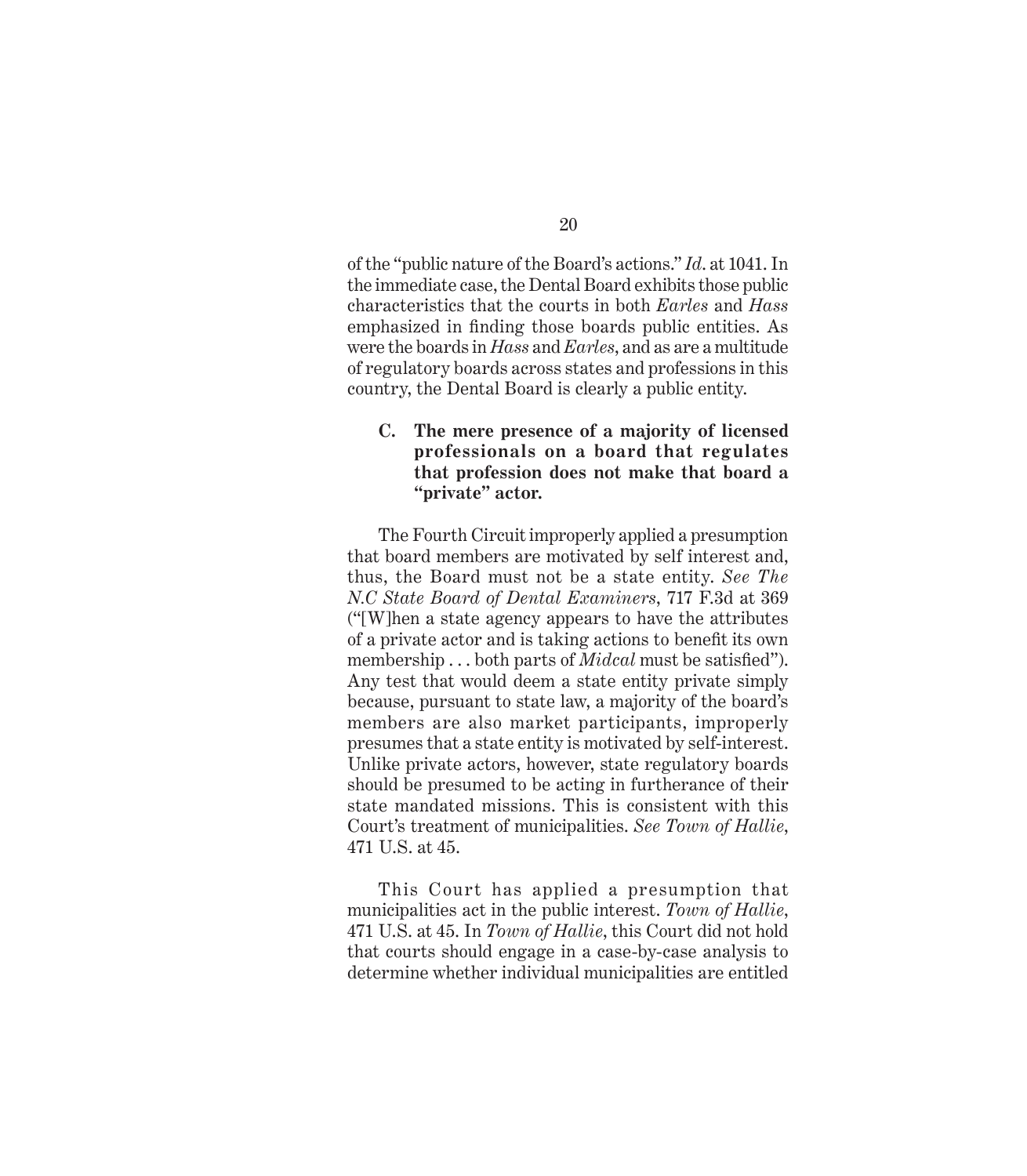of the "public nature of the Board's actions." *Id.* at 1041. In the immediate case, the Dental Board exhibits those public characteristics that the courts in both *Earles* and *Hass* emphasized in finding those boards public entities. As were the boards in *Hass* and *Earles*, and as are a multitude of regulatory boards across states and professions in this country, the Dental Board is clearly a public entity.

### C. The mere presence of a majority of licensed professionals on a board that regulates that profession does not make that board a "private" actor.

The Fourth Circuit improperly applied a presumption that board members are motivated by self interest and, thus, the Board must not be a state entity. *See The N.C State Board of Dental Examiners*, 717 F.3d at 369 ("[W]hen a state agency appears to have the attributes of a private actor and is taking actions to benefit its own membership . . . both parts of *Midcal* must be satisfied"). Any test that would deem a state entity private simply because, pursuant to state law, a majority of the board's members are also market participants, improperly presumes that a state entity is motivated by self-interest. Unlike private actors, however, state regulatory boards should be presumed to be acting in furtherance of their state mandated missions. This is consistent with this Court's treatment of municipalities. *See Town of Hallie*, 471 U.S. at 45.

This Court has applied a presumption that municipalities act in the public interest. *Town of Hallie*, 471 U.S. at 45. In *Town of Hallie*, this Court did not hold that courts should engage in a case-by-case analysis to determine whether individual municipalities are entitled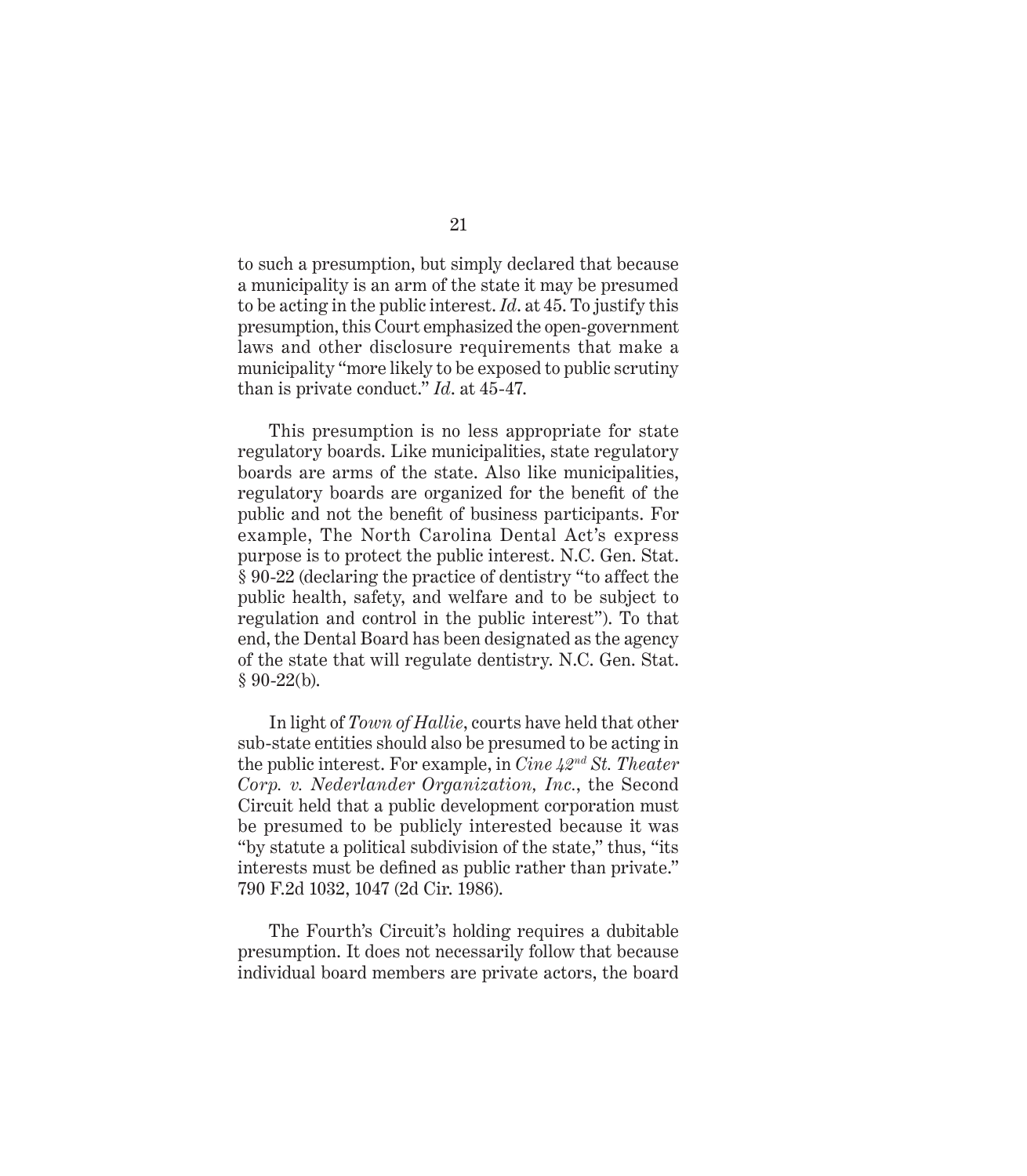to such a presumption, but simply declared that because a municipality is an arm of the state it may be presumed to be acting in the public interest. *Id*. at 45. To justify this presumption, this Court emphasized the open-government laws and other disclosure requirements that make a municipality "more likely to be exposed to public scrutiny than is private conduct." *Id*. at 45-47.

This presumption is no less appropriate for state regulatory boards. Like municipalities, state regulatory boards are arms of the state. Also like municipalities, regulatory boards are organized for the benefit of the public and not the benefit of business participants. For example, The North Carolina Dental Act's express purpose is to protect the public interest. N.C. Gen. Stat. § 90-22 (declaring the practice of dentistry "to affect the public health, safety, and welfare and to be subject to regulation and control in the public interest"). To that end, the Dental Board has been designated as the agency of the state that will regulate dentistry. N.C. Gen. Stat. § 90-22(b).

In light of *Town of Hallie*, courts have held that other sub-state entities should also be presumed to be acting in the public interest. For example, in *Cine 42nd St. Theater Corp. v. Nederlander Organization, Inc.*, the Second Circuit held that a public development corporation must be presumed to be publicly interested because it was "by statute a political subdivision of the state," thus, "its interests must be defined as public rather than private." 790 F.2d 1032, 1047 (2d Cir. 1986).

The Fourth's Circuit's holding requires a dubitable presumption. It does not necessarily follow that because individual board members are private actors, the board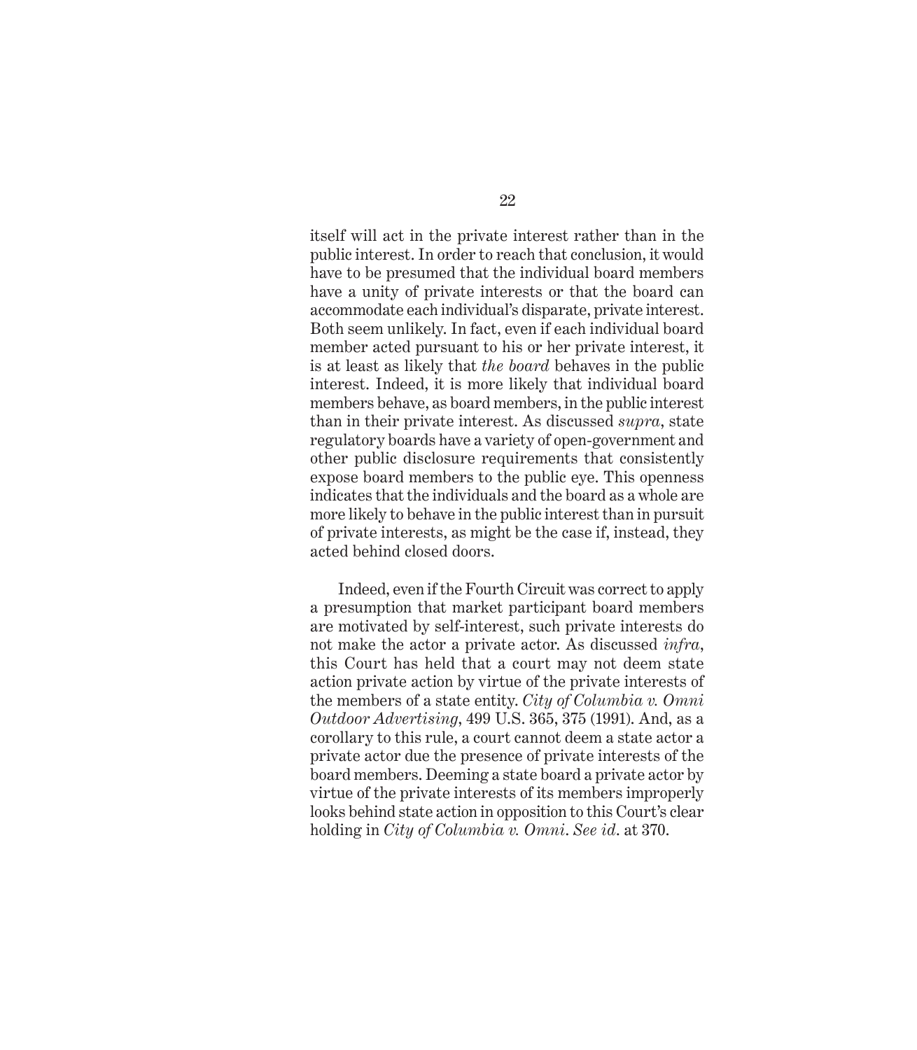itself will act in the private interest rather than in the public interest. In order to reach that conclusion, it would have to be presumed that the individual board members have a unity of private interests or that the board can accommodate each individual's disparate, private interest. Both seem unlikely. In fact, even if each individual board member acted pursuant to his or her private interest, it is at least as likely that *the board* behaves in the public interest. Indeed, it is more likely that individual board members behave, as board members, in the public interest than in their private interest. As discussed *supra*, state regulatory boards have a variety of open-government and other public disclosure requirements that consistently expose board members to the public eye. This openness indicates that the individuals and the board as a whole are more likely to behave in the public interest than in pursuit of private interests, as might be the case if, instead, they acted behind closed doors.

Indeed, even if the Fourth Circuit was correct to apply a presumption that market participant board members are motivated by self-interest, such private interests do not make the actor a private actor. As discussed *infra*, this Court has held that a court may not deem state action private action by virtue of the private interests of the members of a state entity. *City of Columbia v. Omni Outdoor Advertising*, 499 U.S. 365, 375 (1991). And, as a corollary to this rule, a court cannot deem a state actor a private actor due the presence of private interests of the board members. Deeming a state board a private actor by virtue of the private interests of its members improperly looks behind state action in opposition to this Court's clear holding in *City of Columbia v. Omni*. *See id*. at 370.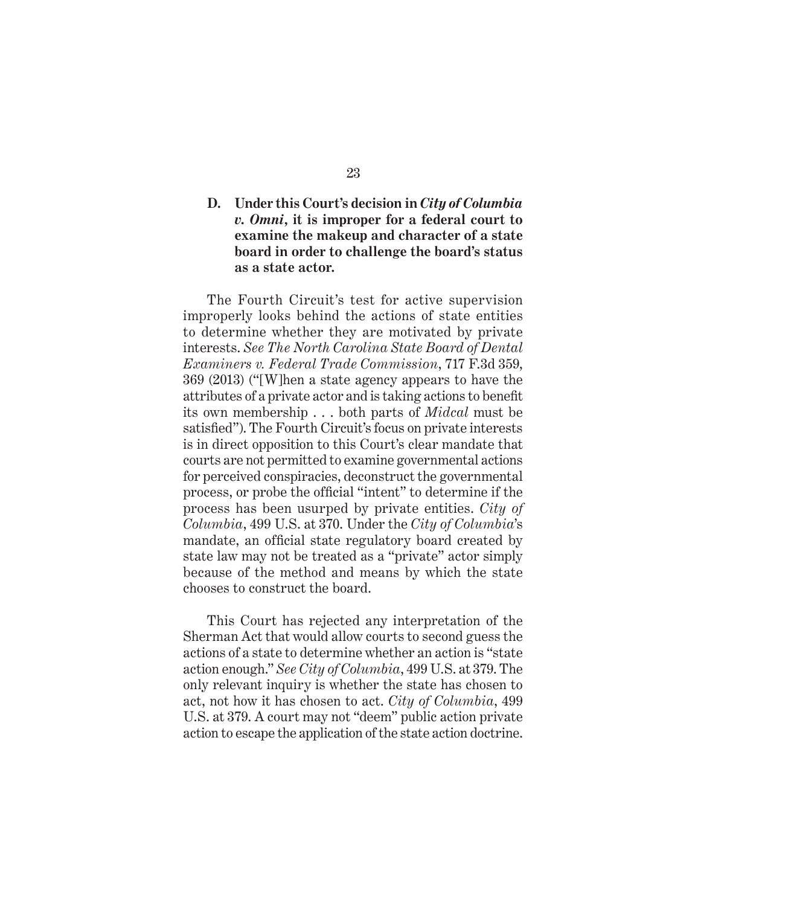### D. Under this Court's decision in *City of Columbia v. Omni*, it is improper for a federal court to examine the makeup and character of a state board in order to challenge the board's status as a state actor.

The Fourth Circuit's test for active supervision improperly looks behind the actions of state entities to determine whether they are motivated by private interests. *See The North Carolina State Board of Dental Examiners v. Federal Trade Commission*, 717 F.3d 359, 369 (2013) ("[W]hen a state agency appears to have the attributes of a private actor and is taking actions to benefit its own membership . . . both parts of *Midcal* must be satisfied"). The Fourth Circuit's focus on private interests is in direct opposition to this Court's clear mandate that courts are not permitted to examine governmental actions for perceived conspiracies, deconstruct the governmental process, or probe the official "intent" to determine if the process has been usurped by private entities. *City of Columbia*, 499 U.S. at 370. Under the *City of Columbia*'s mandate, an official state regulatory board created by state law may not be treated as a "private" actor simply because of the method and means by which the state chooses to construct the board.

This Court has rejected any interpretation of the Sherman Act that would allow courts to second guess the actions of a state to determine whether an action is "state action enough." *See City of Columbia*, 499 U.S. at 379. The only relevant inquiry is whether the state has chosen to act, not how it has chosen to act. *City of Columbia*, 499 U.S. at 379. A court may not "deem" public action private action to escape the application of the state action doctrine.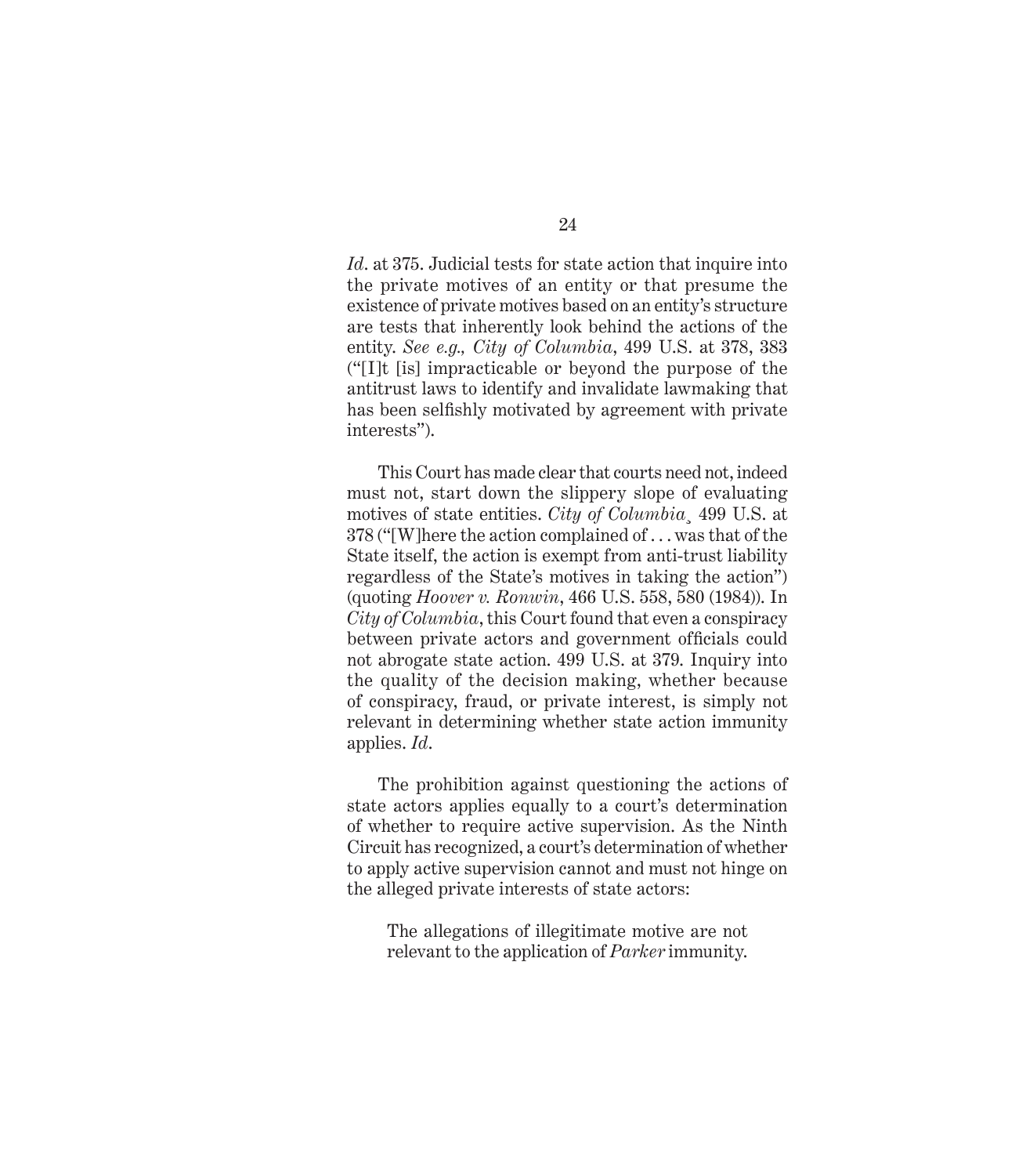*Id*. at 375. Judicial tests for state action that inquire into the private motives of an entity or that presume the existence of private motives based on an entity's structure are tests that inherently look behind the actions of the entity. *See e.g., City of Columbia*, 499 U.S. at 378, 383 ("[I]t [is] impracticable or beyond the purpose of the antitrust laws to identify and invalidate lawmaking that has been selfishly motivated by agreement with private interests").

This Court has made clear that courts need not, indeed must not, start down the slippery slope of evaluating motives of state entities. *City of Columbia*¸ 499 U.S. at 378 ("[W]here the action complained of . . . was that of the State itself, the action is exempt from anti-trust liability regardless of the State's motives in taking the action") (quoting *Hoover v. Ronwin*, 466 U.S. 558, 580 (1984)). In *City of Columbia*, this Court found that even a conspiracy between private actors and government officials could not abrogate state action. 499 U.S. at 379. Inquiry into the quality of the decision making, whether because of conspiracy, fraud, or private interest, is simply not relevant in determining whether state action immunity applies. *Id*.

The prohibition against questioning the actions of state actors applies equally to a court's determination of whether to require active supervision. As the Ninth Circuit has recognized, a court's determination of whether to apply active supervision cannot and must not hinge on the alleged private interests of state actors:

> The allegations of illegitimate motive are not relevant to the application of *Parker* immunity.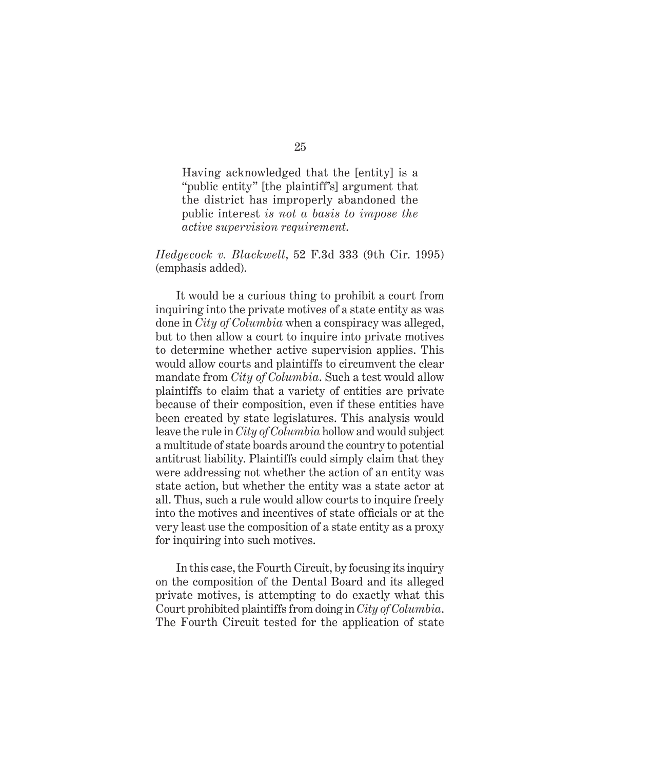> Having acknowledged that the [entity] is a "public entity" [the plaintiff's] argument that the district has improperly abandoned the public interest *is not a basis to impose the active supervision requirement.*

*Hedgecock v. Blackwell*, 52 F.3d 333 (9th Cir. 1995) (emphasis added).

It would be a curious thing to prohibit a court from inquiring into the private motives of a state entity as was done in *City of Columbia* when a conspiracy was alleged, but to then allow a court to inquire into private motives to determine whether active supervision applies. This would allow courts and plaintiffs to circumvent the clear mandate from *City of Columbia*. Such a test would allow plaintiffs to claim that a variety of entities are private because of their composition, even if these entities have been created by state legislatures. This analysis would leave the rule in *City of Columbia* hollow and would subject a multitude of state boards around the country to potential antitrust liability. Plaintiffs could simply claim that they were addressing not whether the action of an entity was state action, but whether the entity was a state actor at all. Thus, such a rule would allow courts to inquire freely into the motives and incentives of state officials or at the very least use the composition of a state entity as a proxy for inquiring into such motives.

In this case, the Fourth Circuit, by focusing its inquiry on the composition of the Dental Board and its alleged private motives, is attempting to do exactly what this Court prohibited plaintiffs from doing in *City of Columbia*. The Fourth Circuit tested for the application of state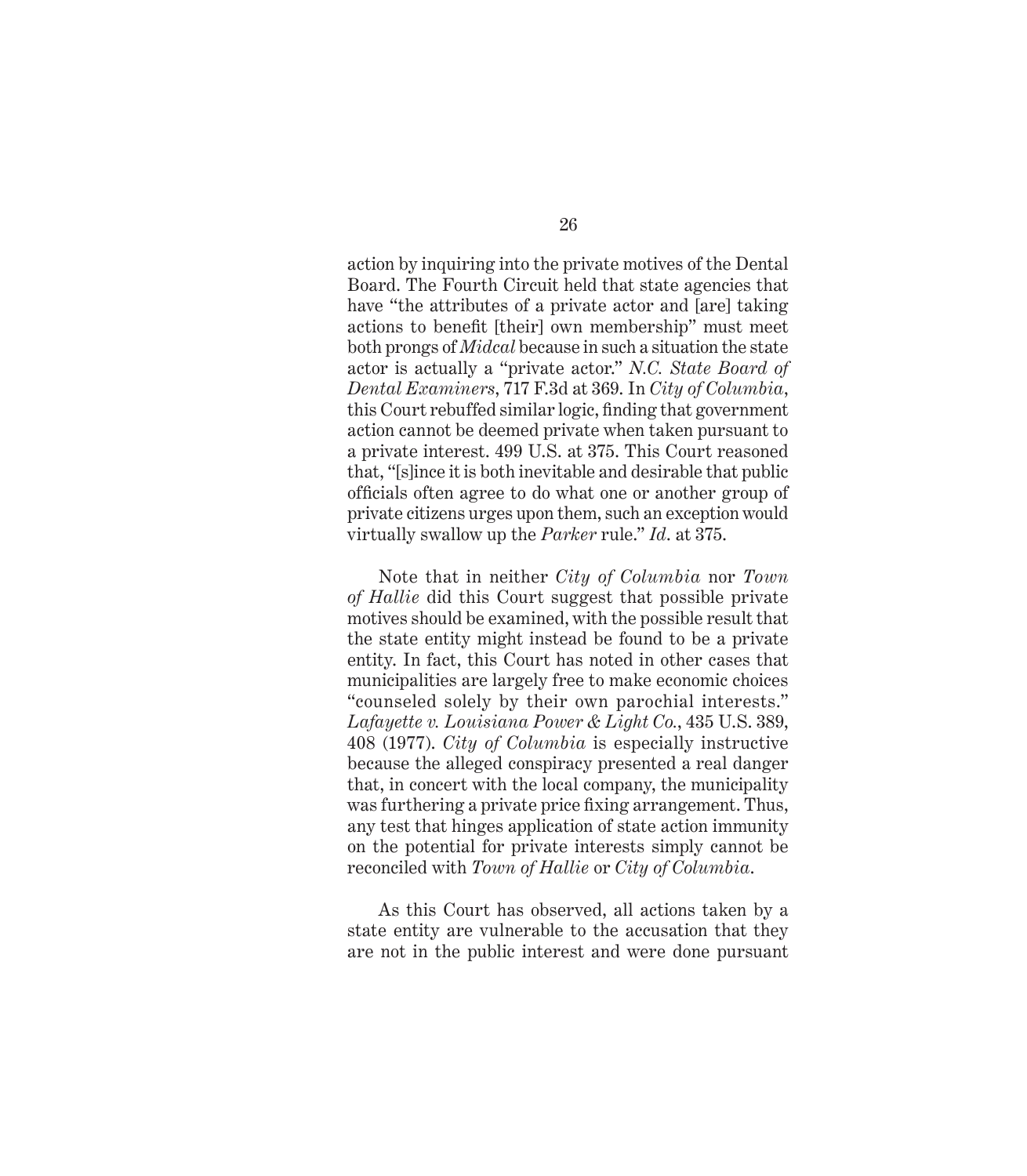action by inquiring into the private motives of the Dental Board. The Fourth Circuit held that state agencies that have "the attributes of a private actor and [are] taking actions to benefit [their] own membership" must meet both prongs of *Midcal* because in such a situation the state actor is actually a "private actor." *N.C. State Board of Dental Examiners*, 717 F.3d at 369. In *City of Columbia*, this Court rebuffed similar logic, finding that government action cannot be deemed private when taken pursuant to a private interest. 499 U.S. at 375. This Court reasoned that, "[s]ince it is both inevitable and desirable that public officials often agree to do what one or another group of private citizens urges upon them, such an exception would virtually swallow up the *Parker* rule." *Id*. at 375.

Note that in neither *City of Columbia* nor *Town of Hallie* did this Court suggest that possible private motives should be examined, with the possible result that the state entity might instead be found to be a private entity. In fact, this Court has noted in other cases that municipalities are largely free to make economic choices "counseled solely by their own parochial interests." *Lafayette v. Louisiana Power & Light Co.*, 435 U.S. 389, 408 (1977). *City of Columbia* is especially instructive because the alleged conspiracy presented a real danger that, in concert with the local company, the municipality was furthering a private price fixing arrangement. Thus, any test that hinges application of state action immunity on the potential for private interests simply cannot be reconciled with *Town of Hallie* or *City of Columbia*.

As this Court has observed, all actions taken by a state entity are vulnerable to the accusation that they are not in the public interest and were done pursuant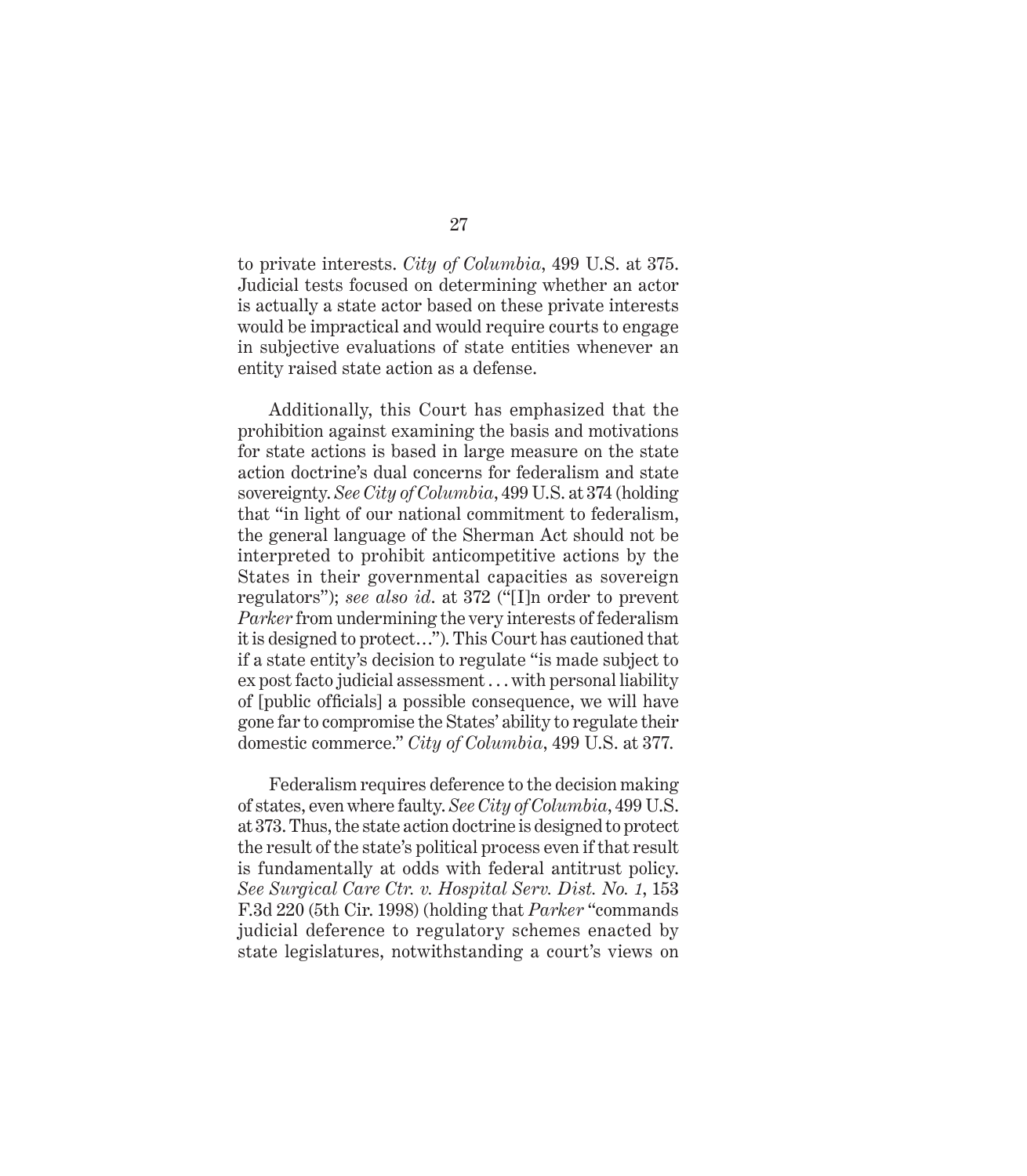to private interests. *City of Columbia*, 499 U.S. at 375. Judicial tests focused on determining whether an actor is actually a state actor based on these private interests would be impractical and would require courts to engage in subjective evaluations of state entities whenever an entity raised state action as a defense.

Additionally, this Court has emphasized that the prohibition against examining the basis and motivations for state actions is based in large measure on the state action doctrine's dual concerns for federalism and state sovereignty. *See City of Columbia*, 499 U.S. at 374 (holding that "in light of our national commitment to federalism, the general language of the Sherman Act should not be interpreted to prohibit anticompetitive actions by the States in their governmental capacities as sovereign regulators"); *see also id*. at 372 ("[I]n order to prevent *Parker* from undermining the very interests of federalism it is designed to protect…"). This Court has cautioned that if a state entity's decision to regulate "is made subject to ex post facto judicial assessment . . . with personal liability of [public officials] a possible consequence, we will have gone far to compromise the States' ability to regulate their domestic commerce." *City of Columbia*, 499 U.S. at 377.

Federalism requires deference to the decision making of states, even where faulty. *See City of Columbia*, 499 U.S. at 373. Thus, the state action doctrine is designed to protect the result of the state's political process even if that result is fundamentally at odds with federal antitrust policy. *See Surgical Care Ctr. v. Hospital Serv. Dist. No. 1*, 153 F.3d 220 (5th Cir. 1998) (holding that *Parker* "commands judicial deference to regulatory schemes enacted by state legislatures, notwithstanding a court's views on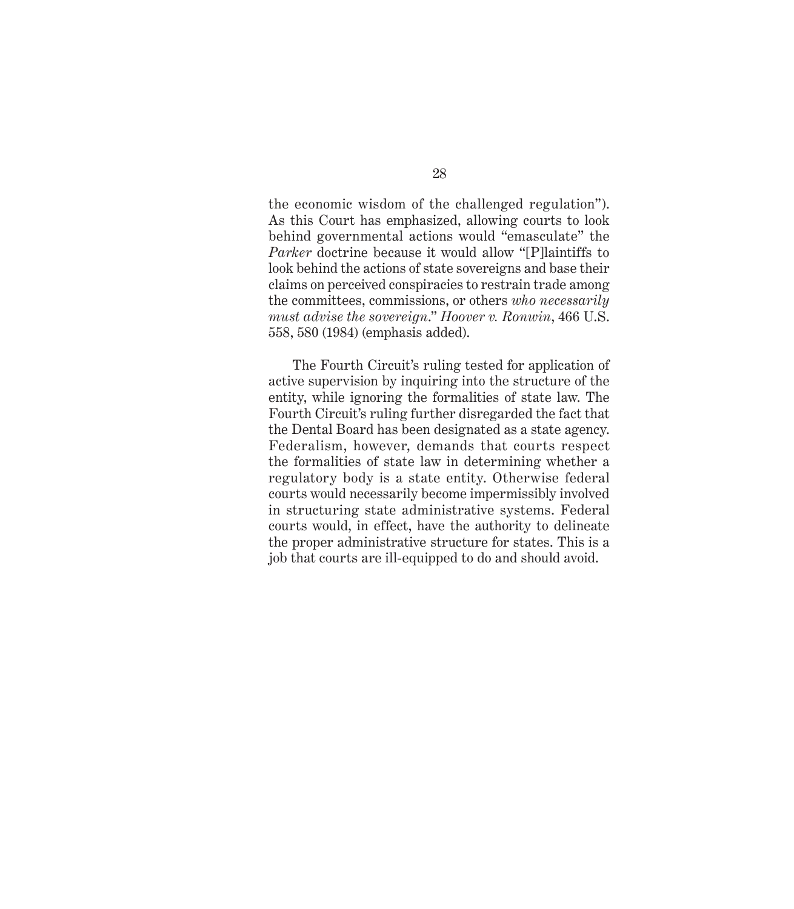the economic wisdom of the challenged regulation"). As this Court has emphasized, allowing courts to look behind governmental actions would "emasculate" the *Parker* doctrine because it would allow "[P]laintiffs to look behind the actions of state sovereigns and base their claims on perceived conspiracies to restrain trade among the committees, commissions, or others *who necessarily must advise the sovereign*." *Hoover v. Ronwin*, 466 U.S. 558, 580 (1984) (emphasis added).

The Fourth Circuit's ruling tested for application of active supervision by inquiring into the structure of the entity, while ignoring the formalities of state law. The Fourth Circuit's ruling further disregarded the fact that the Dental Board has been designated as a state agency. Federalism, however, demands that courts respect the formalities of state law in determining whether a regulatory body is a state entity. Otherwise federal courts would necessarily become impermissibly involved in structuring state administrative systems. Federal courts would, in effect, have the authority to delineate the proper administrative structure for states. This is a job that courts are ill-equipped to do and should avoid.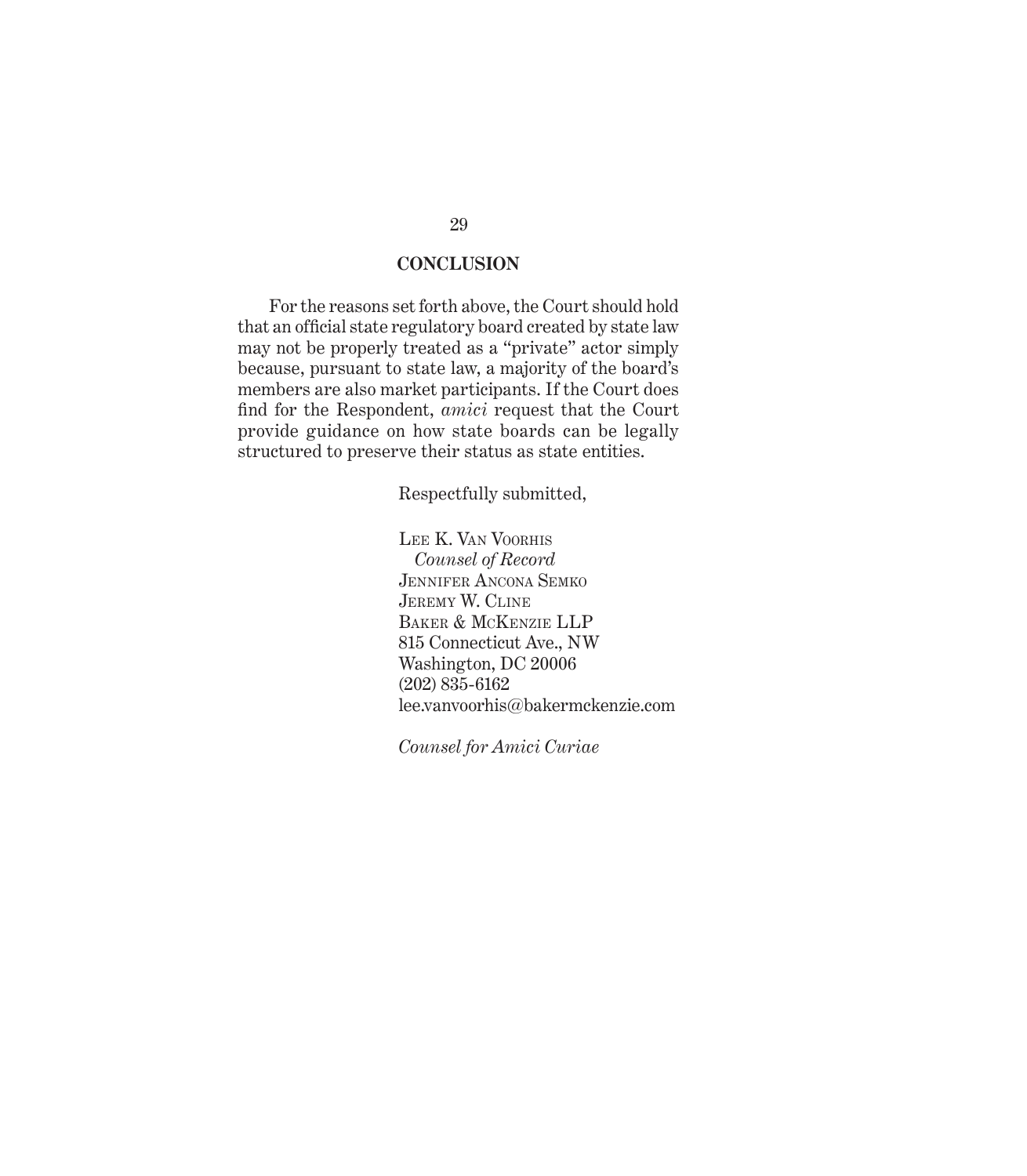## CONCLUSION

For the reasons set forth above, the Court should hold that an official state regulatory board created by state law may not be properly treated as a "private" actor simply because, pursuant to state law, a majority of the board's members are also market participants. If the Court does find for the Respondent, *amici* request that the Court provide guidance on how state boards can be legally structured to preserve their status as state entities.

Respectfully submitted,

Lee K. Van Voorhis
*Counsel of Record*
Jennifer Ancona Semko
Jeremy W. Cline
Baker & McKenzie LLP
815 Connecticut Ave., NW
Washington, DC 20006
(202) 835-6162
lee.vanvoorhis@bakermckenzie.com

*Counsel for Amici Curiae*